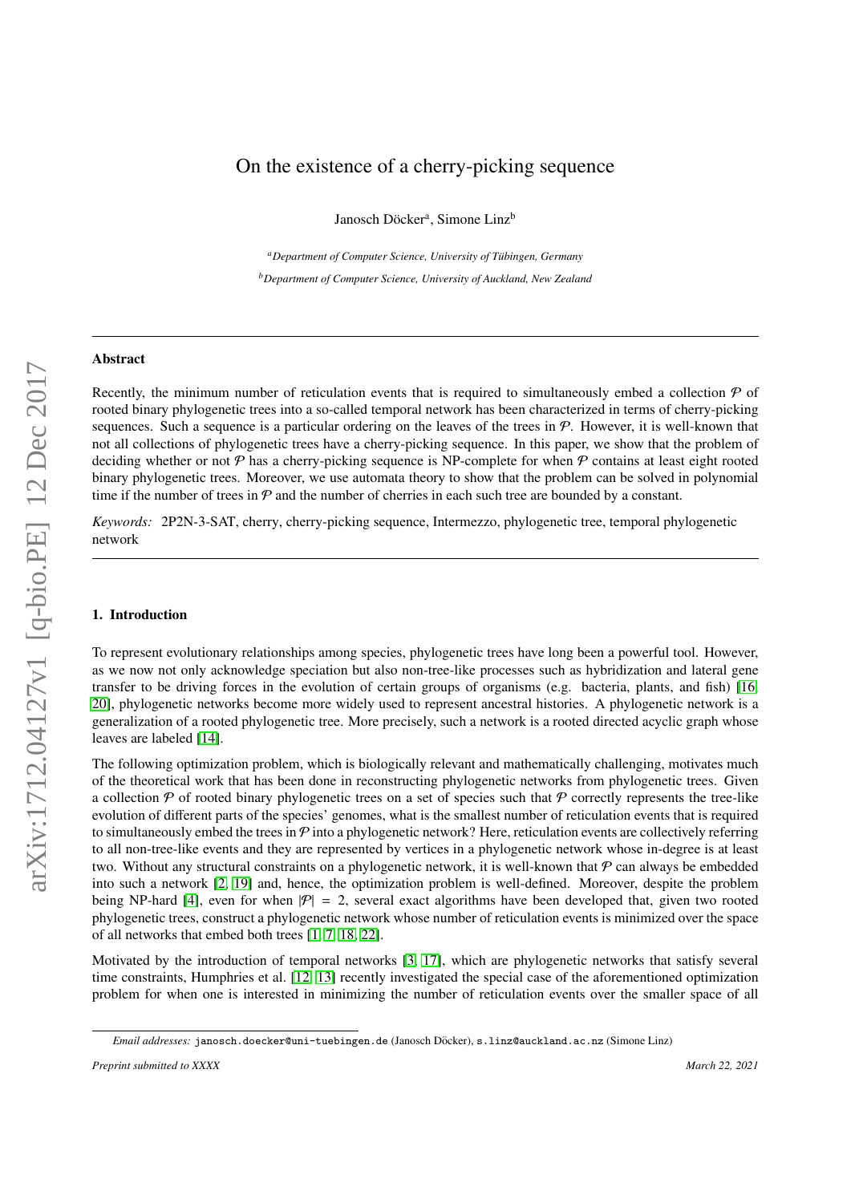# On the existence of a cherry-picking sequence

Janosch Döcker[a], Simone Linz[b]

[a] *Department of Computer Science, University of Tübingen, Germany*

[b] *Department of Computer Science, University of Auckland, New Zealand*

---

## Abstract

Recently, the minimum number of reticulation events that is required to simultaneously embed a collection $\mathcal{P}$ of rooted binary phylogenetic trees into a so-called temporal network has been characterized in terms of cherry-picking sequences. Such a sequence is a particular ordering on the leaves of the trees in $\mathcal{P}$. However, it is well-known that not all collections of phylogenetic trees have a cherry-picking sequence. In this paper, we show that the problem of deciding whether or not $\mathcal{P}$ has a cherry-picking sequence is NP-complete for when $\mathcal{P}$ contains at least eight rooted binary phylogenetic trees. Moreover, we use automata theory to show that the problem can be solved in polynomial time if the number of trees in $\mathcal{P}$ and the number of cherries in each such tree are bounded by a constant.

*Keywords:* 2P2N-3-SAT, cherry, cherry-picking sequence, Intermezzo, phylogenetic tree, temporal phylogenetic network

---

## 1. Introduction

To represent evolutionary relationships among species, phylogenetic trees have long been a powerful tool. However, as we now not only acknowledge speciation but also non-tree-like processes such as hybridization and lateral gene transfer to be driving forces in the evolution of certain groups of organisms (e.g. bacteria, plants, and fish) [16, 20], phylogenetic networks become more widely used to represent ancestral histories. A phylogenetic network is a generalization of a rooted phylogenetic tree. More precisely, such a network is a rooted directed acyclic graph whose leaves are labeled [14].

The following optimization problem, which is biologically relevant and mathematically challenging, motivates much of the theoretical work that has been done in reconstructing phylogenetic networks from phylogenetic trees. Given a collection $\mathcal{P}$ of rooted binary phylogenetic trees on a set of species such that $\mathcal{P}$ correctly represents the tree-like evolution of different parts of the species' genomes, what is the smallest number of reticulation events that is required to simultaneously embed the trees in $\mathcal{P}$ into a phylogenetic network? Here, reticulation events are collectively referring to all non-tree-like events and they are represented by vertices in a phylogenetic network whose in-degree is at least two. Without any structural constraints on a phylogenetic network, it is well-known that $\mathcal{P}$ can always be embedded into such a network [2, 19] and, hence, the optimization problem is well-defined. Moreover, despite the problem being NP-hard [4], even for when $|\mathcal{P}| = 2$, several exact algorithms have been developed that, given two rooted phylogenetic trees, construct a phylogenetic network whose number of reticulation events is minimized over the space of all networks that embed both trees [1, 7, 18, 22].

Motivated by the introduction of temporal networks [3, 17], which are phylogenetic networks that satisfy several time constraints, Humphries et al. [12, 13] recently investigated the special case of the aforementioned optimization problem for when one is interested in minimizing the number of reticulation events over the smaller space of all

---

*Email addresses:* janosch.doecker@uni-tuebingen.de (Janosch Döcker), s.linz@auckland.ac.nz (Simone Linz)

*Preprint submitted to XXXX* *March 22, 2021*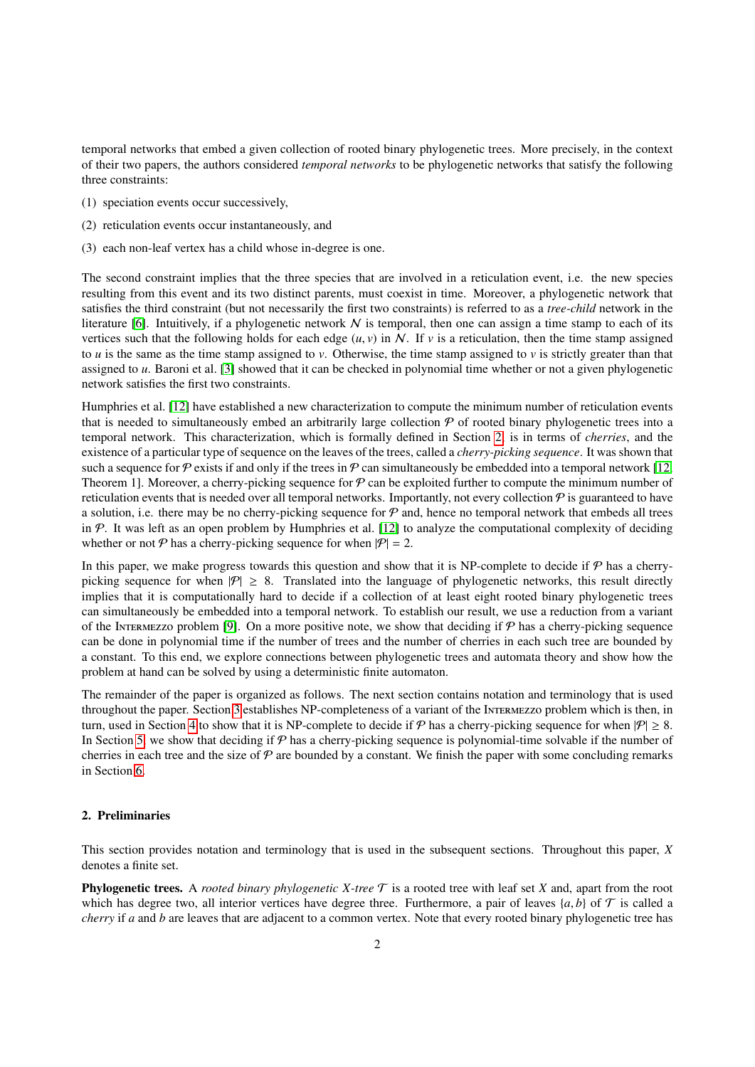temporal networks that embed a given collection of rooted binary phylogenetic trees. More precisely, in the context of their two papers, the authors considered *temporal networks* to be phylogenetic networks that satisfy the following three constraints:

(1) speciation events occur successively,

(2) reticulation events occur instantaneously, and

(3) each non-leaf vertex has a child whose in-degree is one.

The second constraint implies that the three species that are involved in a reticulation event, i.e. the new species resulting from this event and its two distinct parents, must coexist in time. Moreover, a phylogenetic network that satisfies the third constraint (but not necessarily the first two constraints) is referred to as a *tree-child* network in the literature [6]. Intuitively, if a phylogenetic network $\mathcal{N}$ is temporal, then one can assign a time stamp to each of its vertices such that the following holds for each edge $(u, v)$ in $\mathcal{N}$. If $v$ is a reticulation, then the time stamp assigned to $u$ is the same as the time stamp assigned to $v$. Otherwise, the time stamp assigned to $v$ is strictly greater than that assigned to $u$. Baroni et al. [3] showed that it can be checked in polynomial time whether or not a given phylogenetic network satisfies the first two constraints.

Humphries et al. [12] have established a new characterization to compute the minimum number of reticulation events that is needed to simultaneously embed an arbitrarily large collection $\mathcal{P}$ of rooted binary phylogenetic trees into a temporal network. This characterization, which is formally defined in Section 2, is in terms of *cherries*, and the existence of a particular type of sequence on the leaves of the trees, called a *cherry-picking sequence*. It was shown that such a sequence for $\mathcal{P}$ exists if and only if the trees in $\mathcal{P}$ can simultaneously be embedded into a temporal network [12, Theorem 1]. Moreover, a cherry-picking sequence for $\mathcal{P}$ can be exploited further to compute the minimum number of reticulation events that is needed over all temporal networks. Importantly, not every collection $\mathcal{P}$ is guaranteed to have a solution, i.e. there may be no cherry-picking sequence for $\mathcal{P}$ and, hence no temporal network that embeds all trees in $\mathcal{P}$. It was left as an open problem by Humphries et al. [12] to analyze the computational complexity of deciding whether or not $\mathcal{P}$ has a cherry-picking sequence for when $|\mathcal{P}| = 2$.

In this paper, we make progress towards this question and show that it is NP-complete to decide if $\mathcal{P}$ has a cherry-picking sequence for when $|\mathcal{P}| \geq 8$. Translated into the language of phylogenetic networks, this result directly implies that it is computationally hard to decide if a collection of at least eight rooted binary phylogenetic trees can simultaneously be embedded into a temporal network. To establish our result, we use a reduction from a variant of the Intermezzo problem [9]. On a more positive note, we show that deciding if $\mathcal{P}$ has a cherry-picking sequence can be done in polynomial time if the number of trees and the number of cherries in each such tree are bounded by a constant. To this end, we explore connections between phylogenetic trees and automata theory and show how the problem at hand can be solved by using a deterministic finite automaton.

The remainder of the paper is organized as follows. The next section contains notation and terminology that is used throughout the paper. Section 3 establishes NP-completeness of a variant of the Intermezzo problem which is then, in turn, used in Section 4 to show that it is NP-complete to decide if $\mathcal{P}$ has a cherry-picking sequence for when $|\mathcal{P}| \geq 8$. In Section 5, we show that deciding if $\mathcal{P}$ has a cherry-picking sequence is polynomial-time solvable if the number of cherries in each tree and the size of $\mathcal{P}$ are bounded by a constant. We finish the paper with some concluding remarks in Section 6.

## 2. Preliminaries

This section provides notation and terminology that is used in the subsequent sections. Throughout this paper, $X$ denotes a finite set.

**Phylogenetic trees.** A *rooted binary phylogenetic X-tree* $\mathcal{T}$ is a rooted tree with leaf set $X$ and, apart from the root which has degree two, all interior vertices have degree three. Furthermore, a pair of leaves $\{a, b\}$ of $\mathcal{T}$ is called a *cherry* if $a$ and $b$ are leaves that are adjacent to a common vertex. Note that every rooted binary phylogenetic tree has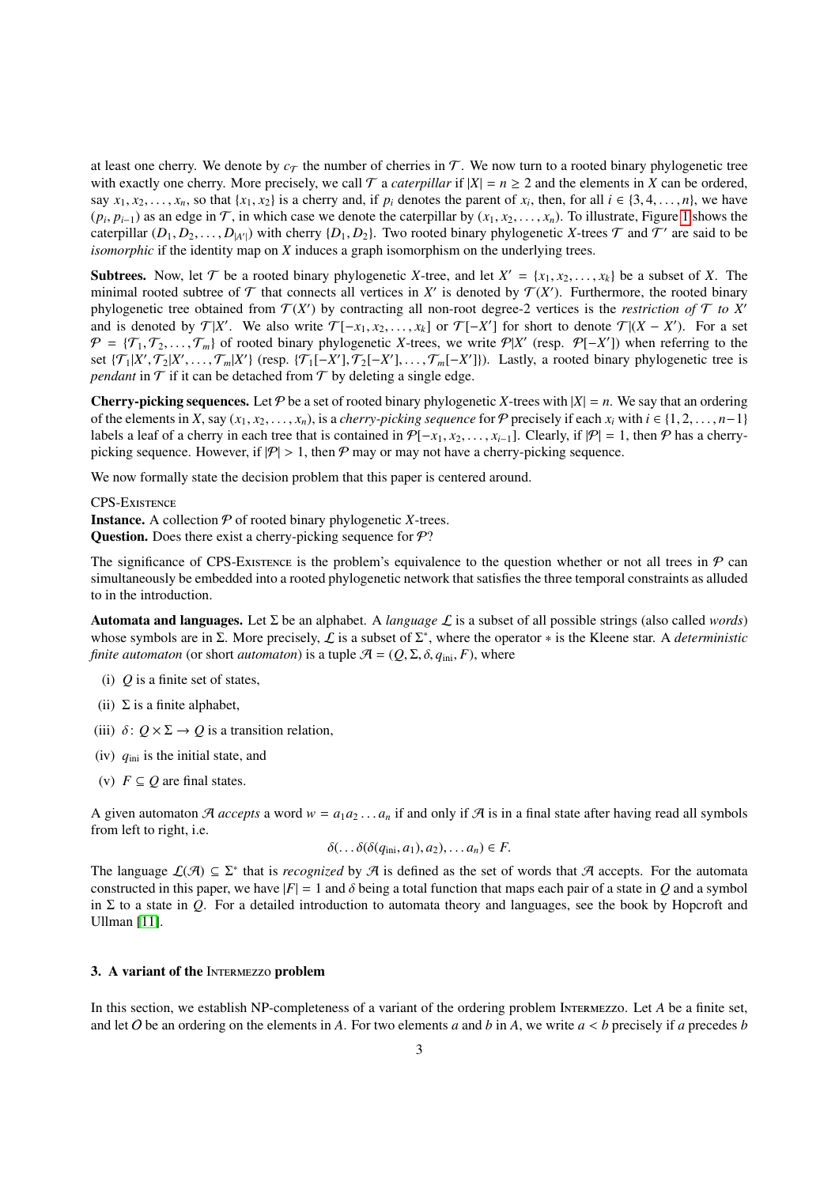at least one cherry. We denote by $c_{\mathcal{T}}$ the number of cherries in $\mathcal{T}$. We now turn to a rooted binary phylogenetic tree with exactly one cherry. More precisely, we call $\mathcal{T}$ a *caterpillar* if $|X| = n \geq 2$ and the elements in $X$ can be ordered, say $x_1, x_2, \ldots, x_n$, so that $\{x_1, x_2\}$ is a cherry and, if $p_i$ denotes the parent of $x_i$, then, for all $i \in \{3, 4, \ldots, n\}$, we have $(p_i, p_{i-1})$ as an edge in $\mathcal{T}$, in which case we denote the caterpillar by $(x_1, x_2, \ldots, x_n)$. To illustrate, Figure 1 shows the caterpillar $(D_1, D_2, \ldots, D_{|A'|})$ with cherry $\{D_1, D_2\}$. Two rooted binary phylogenetic $X$-trees $\mathcal{T}$ and $\mathcal{T}'$ are said to be *isomorphic* if the identity map on $X$ induces a graph isomorphism on the underlying trees.

**Subtrees.** Now, let $\mathcal{T}$ be a rooted binary phylogenetic $X$-tree, and let $X' = \{x_1, x_2, \ldots, x_k\}$ be a subset of $X$. The minimal rooted subtree of $\mathcal{T}$ that connects all vertices in $X'$ is denoted by $\mathcal{T}(X')$. Furthermore, the rooted binary phylogenetic tree obtained from $\mathcal{T}(X')$ by contracting all non-root degree-2 vertices is the *restriction of $\mathcal{T}$ to $X'$* and is denoted by $\mathcal{T}|X'$. We also write $\mathcal{T}[-x_1, x_2, \ldots, x_k]$ or $\mathcal{T}[-X']$ for short to denote $\mathcal{T}|(X - X')$. For a set $\mathcal{P} = \{\mathcal{T}_1, \mathcal{T}_2, \ldots, \mathcal{T}_m\}$ of rooted binary phylogenetic $X$-trees, we write $\mathcal{P}|X'$ (resp. $\mathcal{P}[-X']$) when referring to the set $\{\mathcal{T}_1|X', \mathcal{T}_2|X', \ldots, \mathcal{T}_m|X'\}$ (resp. $\{\mathcal{T}_1[-X'], \mathcal{T}_2[-X'], \ldots, \mathcal{T}_m[-X']\}$). Lastly, a rooted binary phylogenetic tree is *pendant* in $\mathcal{T}$ if it can be detached from $\mathcal{T}$ by deleting a single edge.

**Cherry-picking sequences.** Let $\mathcal{P}$ be a set of rooted binary phylogenetic $X$-trees with $|X| = n$. We say that an ordering of the elements in $X$, say $(x_1, x_2, \ldots, x_n)$, is a *cherry-picking sequence* for $\mathcal{P}$ precisely if each $x_i$ with $i \in \{1, 2, \ldots, n-1\}$ labels a leaf of a cherry in each tree that is contained in $\mathcal{P}[-x_1, x_2, \ldots, x_{i-1}]$. Clearly, if $|\mathcal{P}| = 1$, then $\mathcal{P}$ has a cherry-picking sequence. However, if $|\mathcal{P}| > 1$, then $\mathcal{P}$ may or may not have a cherry-picking sequence.

We now formally state the decision problem that this paper is centered around.

CPS-Existence
**Instance.** A collection $\mathcal{P}$ of rooted binary phylogenetic $X$-trees.
**Question.** Does there exist a cherry-picking sequence for $\mathcal{P}$?

The significance of CPS-Existence is the problem's equivalence to the question whether or not all trees in $\mathcal{P}$ can simultaneously be embedded into a rooted phylogenetic network that satisfies the three temporal constraints as alluded to in the introduction.

**Automata and languages.** Let $\Sigma$ be an alphabet. A *language* $\mathcal{L}$ is a subset of all possible strings (also called *words*) whose symbols are in $\Sigma$. More precisely, $\mathcal{L}$ is a subset of $\Sigma^*$, where the operator $*$ is the Kleene star. A *deterministic finite automaton* (or short *automaton*) is a tuple $\mathcal{A} = (Q, \Sigma, \delta, q_{\text{ini}}, F)$, where

(i) $Q$ is a finite set of states,
(ii) $\Sigma$ is a finite alphabet,
(iii) $\delta \colon Q \times \Sigma \to Q$ is a transition relation,
(iv) $q_{\text{ini}}$ is the initial state, and
(v) $F \subseteq Q$ are final states.

A given automaton $\mathcal{A}$ *accepts* a word $w = a_1 a_2 \ldots a_n$ if and only if $\mathcal{A}$ is in a final state after having read all symbols from left to right, i.e.

$$\delta(\ldots \delta(\delta(q_{\text{ini}}, a_1), a_2), \ldots a_n) \in F.$$

The language $\mathcal{L}(\mathcal{A}) \subseteq \Sigma^*$ that is *recognized* by $\mathcal{A}$ is defined as the set of words that $\mathcal{A}$ accepts. For the automata constructed in this paper, we have $|F| = 1$ and $\delta$ being a total function that maps each pair of a state in $Q$ and a symbol in $\Sigma$ to a state in $Q$. For a detailed introduction to automata theory and languages, see the book by Hopcroft and Ullman [11].

### 3. A variant of the Intermezzo problem

In this section, we establish NP-completeness of a variant of the ordering problem Intermezzo. Let $A$ be a finite set, and let $O$ be an ordering on the elements in $A$. For two elements $a$ and $b$ in $A$, we write $a < b$ precisely if $a$ precedes $b$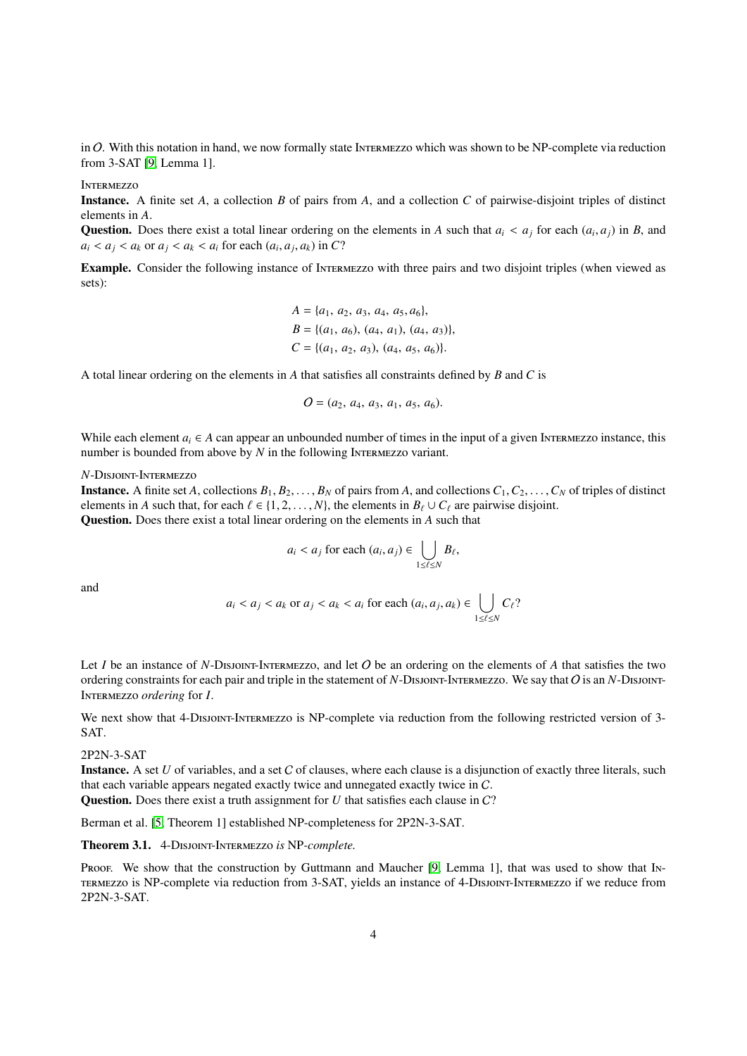in $O$. With this notation in hand, we now formally state Intermezzo which was shown to be NP-complete via reduction from 3-SAT [9, Lemma 1].

Intermezzo

**Instance.** A finite set $A$, a collection $B$ of pairs from $A$, and a collection $C$ of pairwise-disjoint triples of distinct elements in $A$.

**Question.** Does there exist a total linear ordering on the elements in $A$ such that $a_i < a_j$ for each $(a_i, a_j)$ in $B$, and $a_i < a_j < a_k$ or $a_j < a_k < a_i$ for each $(a_i, a_j, a_k)$ in $C$?

**Example.** Consider the following instance of Intermezzo with three pairs and two disjoint triples (when viewed as sets):

$$A = \{a_1,\, a_2,\, a_3,\, a_4,\, a_5, a_6\},$$
$$B = \{(a_1,\, a_6),\, (a_4,\, a_1),\, (a_4,\, a_3)\},$$
$$C = \{(a_1,\, a_2,\, a_3),\, (a_4,\, a_5,\, a_6)\}.$$

A total linear ordering on the elements in $A$ that satisfies all constraints defined by $B$ and $C$ is

$$O = (a_2,\, a_4,\, a_3,\, a_1,\, a_5,\, a_6).$$

While each element $a_i \in A$ can appear an unbounded number of times in the input of a given Intermezzo instance, this number is bounded from above by $N$ in the following Intermezzo variant.

$N$-Disjoint-Intermezzo

**Instance.** A finite set $A$, collections $B_1, B_2, \ldots, B_N$ of pairs from $A$, and collections $C_1, C_2, \ldots, C_N$ of triples of distinct elements in $A$ such that, for each $\ell \in \{1, 2, \ldots, N\}$, the elements in $B_\ell \cup C_\ell$ are pairwise disjoint.

**Question.** Does there exist a total linear ordering on the elements in $A$ such that

$$a_i < a_j \text{ for each } (a_i, a_j) \in \bigcup_{1 \le \ell \le N} B_\ell,$$

and

$$a_i < a_j < a_k \text{ or } a_j < a_k < a_i \text{ for each } (a_i, a_j, a_k) \in \bigcup_{1 \le \ell \le N} C_\ell?$$

Let $I$ be an instance of $N$-Disjoint-Intermezzo, and let $O$ be an ordering on the elements of $A$ that satisfies the two ordering constraints for each pair and triple in the statement of $N$-Disjoint-Intermezzo. We say that $O$ is an $N$-Disjoint-Intermezzo *ordering* for $I$.

We next show that 4-Disjoint-Intermezzo is NP-complete via reduction from the following restricted version of 3-SAT.

2P2N-3-SAT

**Instance.** A set $U$ of variables, and a set $\mathcal{C}$ of clauses, where each clause is a disjunction of exactly three literals, such that each variable appears negated exactly twice and unnegated exactly twice in $\mathcal{C}$.

**Question.** Does there exist a truth assignment for $U$ that satisfies each clause in $\mathcal{C}$?

Berman et al. [5, Theorem 1] established NP-completeness for 2P2N-3-SAT.

**Theorem 3.1.** *4-Disjoint-Intermezzo is NP-complete.*

Proof. We show that the construction by Guttmann and Maucher [9, Lemma 1], that was used to show that Intermezzo is NP-complete via reduction from 3-SAT, yields an instance of 4-Disjoint-Intermezzo if we reduce from 2P2N-3-SAT.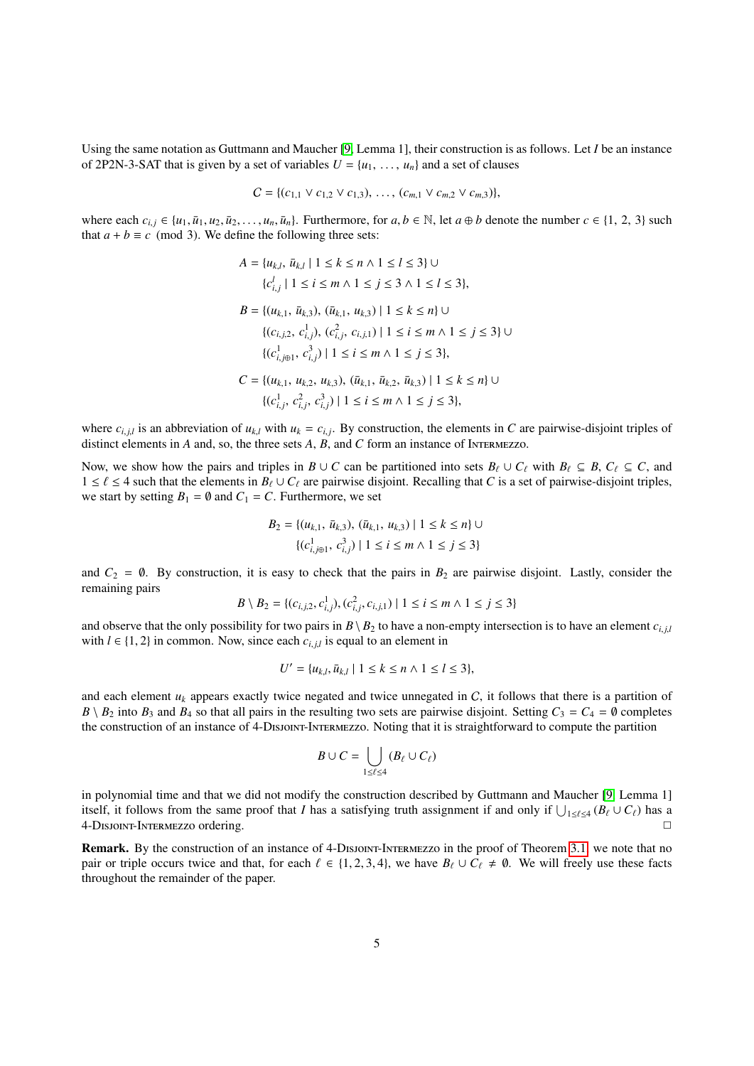Using the same notation as Guttmann and Maucher [9, Lemma 1], their construction is as follows. Let $I$ be an instance of 2P2N-3-SAT that is given by a set of variables $U = \{u_1, \ldots, u_n\}$ and a set of clauses

$$C = \{(c_{1,1} \vee c_{1,2} \vee c_{1,3}), \ldots, (c_{m,1} \vee c_{m,2} \vee c_{m,3})\},$$

where each $c_{i,j} \in \{u_1, \bar{u}_1, u_2, \bar{u}_2, \ldots, u_n, \bar{u}_n\}$. Furthermore, for $a, b \in \mathbb{N}$, let $a \oplus b$ denote the number $c \in \{1, 2, 3\}$ such that $a + b \equiv c \pmod 3$. We define the following three sets:

$$\begin{aligned}
A = {} & \{u_{k,l}, \bar{u}_{k,l} \mid 1 \leq k \leq n \wedge 1 \leq l \leq 3\} \cup \\
& \{c^l_{i,j} \mid 1 \leq i \leq m \wedge 1 \leq j \leq 3 \wedge 1 \leq l \leq 3\}, \\
B = {} & \{(u_{k,1}, \bar{u}_{k,3}), (\bar{u}_{k,1}, u_{k,3}) \mid 1 \leq k \leq n\} \cup \\
& \{(c_{i,j,2}, c^1_{i,j}), (c^2_{i,j}, c_{i,j,1}) \mid 1 \leq i \leq m \wedge 1 \leq j \leq 3\} \cup \\
& \{(c^1_{i,j\oplus 1}, c^3_{i,j}) \mid 1 \leq i \leq m \wedge 1 \leq j \leq 3\}, \\
C = {} & \{(u_{k,1}, u_{k,2}, u_{k,3}), (\bar{u}_{k,1}, \bar{u}_{k,2}, \bar{u}_{k,3}) \mid 1 \leq k \leq n\} \cup \\
& \{(c^1_{i,j}, c^2_{i,j}, c^3_{i,j}) \mid 1 \leq i \leq m \wedge 1 \leq j \leq 3\},
\end{aligned}$$

where $c_{i,j,l}$ is an abbreviation of $u_{k,l}$ with $u_k = c_{i,j}$. By construction, the elements in $C$ are pairwise-disjoint triples of distinct elements in $A$ and, so, the three sets $A$, $B$, and $C$ form an instance of Intermezzo.

Now, we show how the pairs and triples in $B \cup C$ can be partitioned into sets $B_\ell \cup C_\ell$ with $B_\ell \subseteq B$, $C_\ell \subseteq C$, and $1 \leq \ell \leq 4$ such that the elements in $B_\ell \cup C_\ell$ are pairwise disjoint. Recalling that $C$ is a set of pairwise-disjoint triples, we start by setting $B_1 = \emptyset$ and $C_1 = C$. Furthermore, we set

$$\begin{aligned}
B_2 = {} & \{(u_{k,1}, \bar{u}_{k,3}), (\bar{u}_{k,1}, u_{k,3}) \mid 1 \leq k \leq n\} \cup \\
& \{(c^1_{i,j\oplus 1}, c^3_{i,j}) \mid 1 \leq i \leq m \wedge 1 \leq j \leq 3\}
\end{aligned}$$

and $C_2 = \emptyset$. By construction, it is easy to check that the pairs in $B_2$ are pairwise disjoint. Lastly, consider the remaining pairs

$$B \setminus B_2 = \{(c_{i,j,2}, c^1_{i,j}), (c^2_{i,j}, c_{i,j,1}) \mid 1 \leq i \leq m \wedge 1 \leq j \leq 3\}$$

and observe that the only possibility for two pairs in $B \setminus B_2$ to have a non-empty intersection is to have an element $c_{i,j,l}$ with $l \in \{1, 2\}$ in common. Now, since each $c_{i,j,l}$ is equal to an element in

$$U' = \{u_{k,l}, \bar{u}_{k,l} \mid 1 \leq k \leq n \wedge 1 \leq l \leq 3\},$$

and each element $u_k$ appears exactly twice negated and twice unnegated in $C$, it follows that there is a partition of $B \setminus B_2$ into $B_3$ and $B_4$ so that all pairs in the resulting two sets are pairwise disjoint. Setting $C_3 = C_4 = \emptyset$ completes the construction of an instance of 4-Disjoint-Intermezzo. Noting that it is straightforward to compute the partition

$$B \cup C = \bigcup_{1 \leq \ell \leq 4} (B_\ell \cup C_\ell)$$

in polynomial time and that we did not modify the construction described by Guttmann and Maucher [9, Lemma 1] itself, it follows from the same proof that $I$ has a satisfying truth assignment if and only if $\bigcup_{1 \leq \ell \leq 4} (B_\ell \cup C_\ell)$ has a 4-Disjoint-Intermezzo ordering. □

**Remark.** By the construction of an instance of 4-Disjoint-Intermezzo in the proof of Theorem 3.1, we note that no pair or triple occurs twice and that, for each $\ell \in \{1, 2, 3, 4\}$, we have $B_\ell \cup C_\ell \neq \emptyset$. We will freely use these facts throughout the remainder of the paper.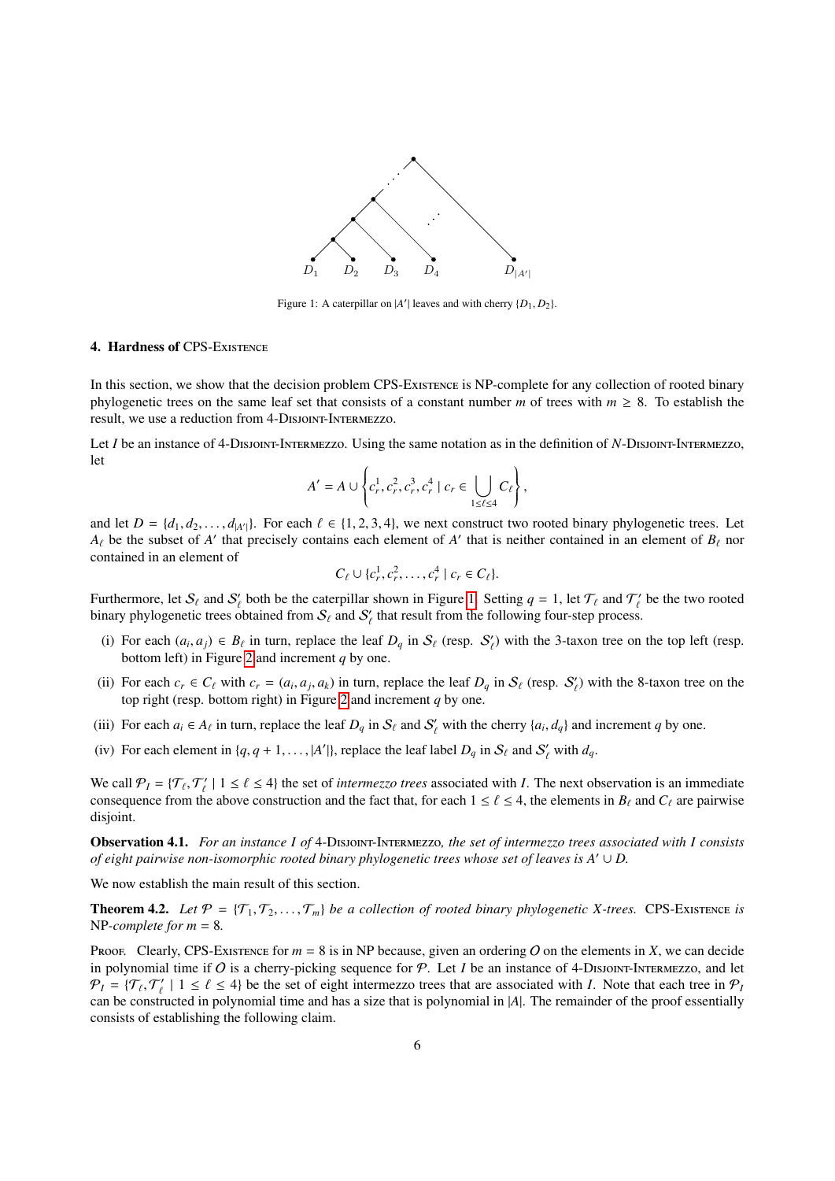Figure 1: A caterpillar on $|A'|$ leaves and with cherry $\{D_1, D_2\}$.

## 4. Hardness of CPS-Existence

In this section, we show that the decision problem CPS-Existence is NP-complete for any collection of rooted binary phylogenetic trees on the same leaf set that consists of a constant number $m$ of trees with $m \geq 8$. To establish the result, we use a reduction from 4-Disjoint-Intermezzo.

Let $I$ be an instance of 4-Disjoint-Intermezzo. Using the same notation as in the definition of $N$-Disjoint-Intermezzo, let

$$A' = A \cup \left\{ c_r^1, c_r^2, c_r^3, c_r^4 \mid c_r \in \bigcup_{1 \leq \ell \leq 4} C_\ell \right\},$$

and let $D = \{d_1, d_2, \ldots, d_{|A'|}\}$. For each $\ell \in \{1, 2, 3, 4\}$, we next construct two rooted binary phylogenetic trees. Let $A_\ell$ be the subset of $A'$ that precisely contains each element of $A'$ that is neither contained in an element of $B_\ell$ nor contained in an element of

$$C_\ell \cup \{c_r^1, c_r^2, \ldots, c_r^4 \mid c_r \in C_\ell\}.$$

Furthermore, let $\mathcal{S}_\ell$ and $\mathcal{S}'_\ell$ both be the caterpillar shown in Figure 1. Setting $q = 1$, let $\mathcal{T}_\ell$ and $\mathcal{T}'_\ell$ be the two rooted binary phylogenetic trees obtained from $\mathcal{S}_\ell$ and $\mathcal{S}'_\ell$ that result from the following four-step process.

(i) For each $(a_i, a_j) \in B_\ell$ in turn, replace the leaf $D_q$ in $\mathcal{S}_\ell$ (resp. $\mathcal{S}'_\ell$) with the 3-taxon tree on the top left (resp. bottom left) in Figure 2 and increment $q$ by one.

(ii) For each $c_r \in C_\ell$ with $c_r = (a_i, a_j, a_k)$ in turn, replace the leaf $D_q$ in $\mathcal{S}_\ell$ (resp. $\mathcal{S}'_\ell$) with the 8-taxon tree on the top right (resp. bottom right) in Figure 2 and increment $q$ by one.

(iii) For each $a_i \in A_\ell$ in turn, replace the leaf $D_q$ in $\mathcal{S}_\ell$ and $\mathcal{S}'_\ell$ with the cherry $\{a_i, d_q\}$ and increment $q$ by one.

(iv) For each element in $\{q, q+1, \ldots, |A'|\}$, replace the leaf label $D_q$ in $\mathcal{S}_\ell$ and $\mathcal{S}'_\ell$ with $d_q$.

We call $\mathcal{P}_I = \{\mathcal{T}_\ell, \mathcal{T}'_\ell \mid 1 \leq \ell \leq 4\}$ the set of *intermezzo trees* associated with $I$. The next observation is an immediate consequence from the above construction and the fact that, for each $1 \leq \ell \leq 4$, the elements in $B_\ell$ and $C_\ell$ are pairwise disjoint.

**Observation 4.1.** *For an instance $I$ of* 4-Disjoint-Intermezzo*, the set of intermezzo trees associated with $I$ consists of eight pairwise non-isomorphic rooted binary phylogenetic trees whose set of leaves is $A' \cup D$.*

We now establish the main result of this section.

**Theorem 4.2.** *Let $\mathcal{P} = \{\mathcal{T}_1, \mathcal{T}_2, \ldots, \mathcal{T}_m\}$ be a collection of rooted binary phylogenetic $X$-trees.* CPS-Existence *is* NP*-complete for $m = 8$.*

Proof. Clearly, CPS-Existence for $m = 8$ is in NP because, given an ordering $O$ on the elements in $X$, we can decide in polynomial time if $O$ is a cherry-picking sequence for $\mathcal{P}$. Let $I$ be an instance of 4-Disjoint-Intermezzo, and let $\mathcal{P}_I = \{\mathcal{T}_\ell, \mathcal{T}'_\ell \mid 1 \leq \ell \leq 4\}$ be the set of eight intermezzo trees that are associated with $I$. Note that each tree in $\mathcal{P}_I$ can be constructed in polynomial time and has a size that is polynomial in $|A|$. The remainder of the proof essentially consists of establishing the following claim.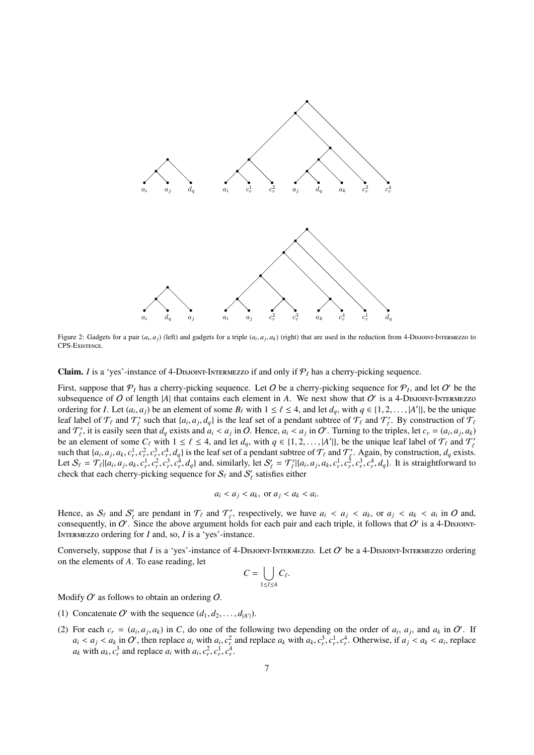Figure 2: Gadgets for a pair $(a_i, a_j)$ (left) and gadgets for a triple $(a_i, a_j, a_k)$ (right) that are used in the reduction from 4-Disjoint-Intermezzo to CPS-Existence.

**Claim.** $I$ is a 'yes'-instance of 4-Disjoint-Intermezzo if and only if $\mathcal{P}_I$ has a cherry-picking sequence.

First, suppose that $\mathcal{P}_I$ has a cherry-picking sequence. Let $O$ be a cherry-picking sequence for $\mathcal{P}_I$, and let $O'$ be the subsequence of $O$ of length $|A|$ that contains each element in $A$. We next show that $O'$ is a 4-Disjoint-Intermezzo ordering for $I$. Let $(a_i, a_j)$ be an element of some $B_\ell$ with $1 \leq \ell \leq 4$, and let $d_q$, with $q \in \{1, 2, \ldots, |A'|\}$, be the unique leaf label of $\mathcal{T}_\ell$ and $\mathcal{T}'_\ell$ such that $\{a_i, a_j, d_q\}$ is the leaf set of a pendant subtree of $\mathcal{T}_\ell$ and $\mathcal{T}'_\ell$. By construction of $\mathcal{T}_\ell$ and $\mathcal{T}'_\ell$, it is easily seen that $d_q$ exists and $a_i < a_j$ in $O$. Hence, $a_i < a_j$ in $O'$. Turning to the triples, let $c_r = (a_i, a_j, a_k)$ be an element of some $C_\ell$ with $1 \leq \ell \leq 4$, and let $d_q$, with $q \in \{1, 2, \ldots, |A'|\}$, be the unique leaf label of $\mathcal{T}_\ell$ and $\mathcal{T}'_\ell$ such that $\{a_i, a_j, a_k, c_r^1, c_r^2, c_r^3, c_r^4, d_q\}$ is the leaf set of a pendant subtree of $\mathcal{T}_\ell$ and $\mathcal{T}'_\ell$. Again, by construction, $d_q$ exists. Let $\mathcal{S}_\ell = \mathcal{T}_\ell|\{a_i, a_j, a_k, c_r^1, c_r^2, c_r^3, c_r^4, d_q\}$ and, similarly, let $\mathcal{S}'_\ell = \mathcal{T}'_\ell|\{a_i, a_j, a_k, c_r^1, c_r^2, c_r^3, c_r^4, d_q\}$. It is straightforward to check that each cherry-picking sequence for $\mathcal{S}_\ell$ and $\mathcal{S}'_\ell$ satisfies either

$$a_i < a_j < a_k, \text{ or } a_j < a_k < a_i.$$

Hence, as $\mathcal{S}_\ell$ and $\mathcal{S}'_\ell$ are pendant in $\mathcal{T}_\ell$ and $\mathcal{T}'_\ell$, respectively, we have $a_i < a_j < a_k$, or $a_j < a_k < a_i$ in $O$ and, consequently, in $O'$. Since the above argument holds for each pair and each triple, it follows that $O'$ is a 4-Disjoint-Intermezzo ordering for $I$ and, so, $I$ is a 'yes'-instance.

Conversely, suppose that $I$ is a 'yes'-instance of 4-Disjoint-Intermezzo. Let $O'$ be a 4-Disjoint-Intermezzo ordering on the elements of $A$. To ease reading, let

$$C = \bigcup_{1 \leq \ell \leq 4} C_\ell.$$

Modify $O'$ as follows to obtain an ordering $O$.

(1) Concatenate $O'$ with the sequence $(d_1, d_2, \ldots, d_{|A'|})$.

(2) For each $c_r = (a_i, a_j, a_k)$ in $C$, do one of the following two depending on the order of $a_i$, $a_j$, and $a_k$ in $O'$. If $a_i < a_j < a_k$ in $O'$, then replace $a_i$ with $a_i, c_r^2$ and replace $a_k$ with $a_k, c_r^3, c_r^1, c_r^4$. Otherwise, if $a_j < a_k < a_i$, replace $a_k$ with $a_k, c_r^3$ and replace $a_i$ with $a_i, c_r^2, c_r^1, c_r^4$.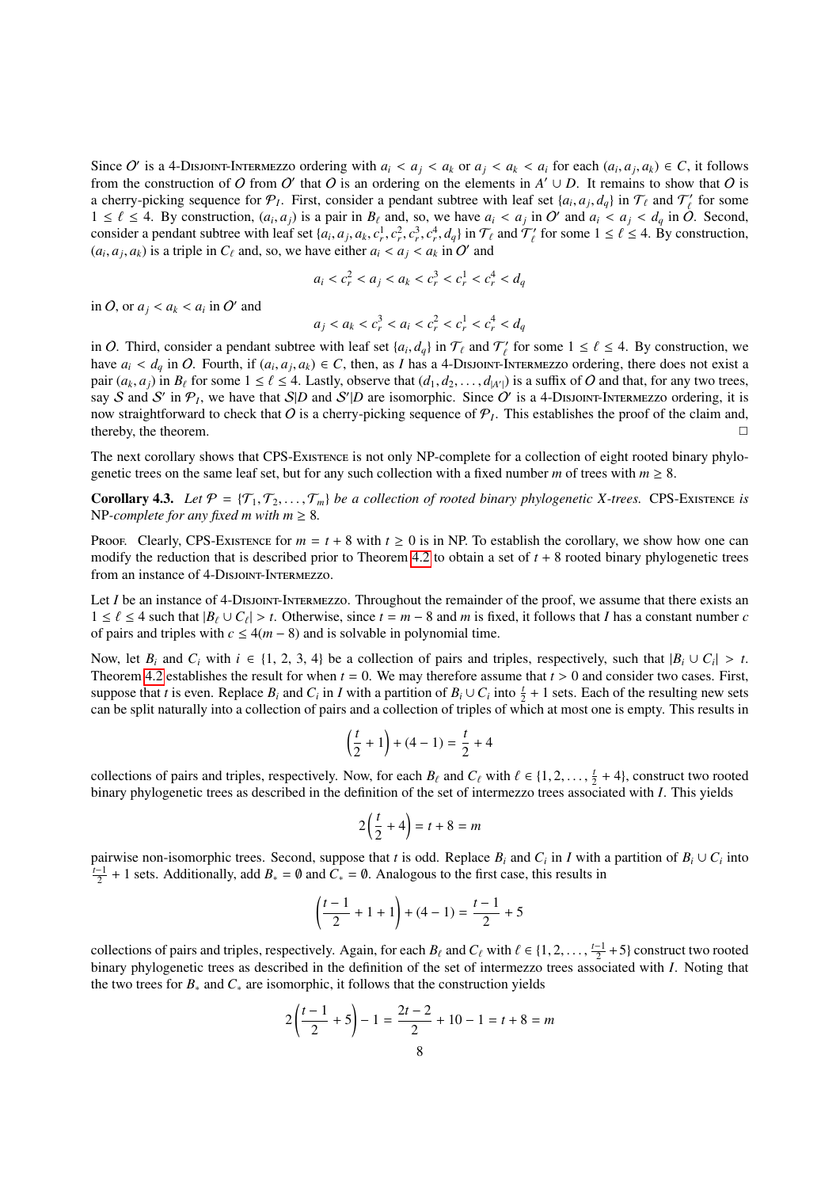Since $O'$ is a 4-Disjoint-Intermezzo ordering with $a_i < a_j < a_k$ or $a_j < a_k < a_i$ for each $(a_i, a_j, a_k) \in C$, it follows from the construction of $O$ from $O'$ that $O$ is an ordering on the elements in $A' \cup D$. It remains to show that $O$ is a cherry-picking sequence for $\mathcal{P}_I$. First, consider a pendant subtree with leaf set $\{a_i, a_j, d_q\}$ in $\mathcal{T}_\ell$ and $\mathcal{T}'_\ell$ for some $1 \leq \ell \leq 4$. By construction, $(a_i, a_j)$ is a pair in $B_\ell$ and, so, we have $a_i < a_j$ in $O'$ and $a_i < a_j < d_q$ in $O$. Second, consider a pendant subtree with leaf set $\{a_i, a_j, a_k, c_r^1, c_r^2, c_r^3, c_r^4, d_q\}$ in $\mathcal{T}_\ell$ and $\mathcal{T}'_\ell$ for some $1 \leq \ell \leq 4$. By construction, $(a_i, a_j, a_k)$ is a triple in $C_\ell$ and, so, we have either $a_i < a_j < a_k$ in $O'$ and

$$a_i < c_r^2 < a_j < a_k < c_r^3 < c_r^1 < c_r^4 < d_q$$

in $O$, or $a_j < a_k < a_i$ in $O'$ and

$$a_j < a_k < c_r^3 < a_i < c_r^2 < c_r^1 < c_r^4 < d_q$$

in $O$. Third, consider a pendant subtree with leaf set $\{a_i, d_q\}$ in $\mathcal{T}_\ell$ and $\mathcal{T}'_\ell$ for some $1 \leq \ell \leq 4$. By construction, we have $a_i < d_q$ in $O$. Fourth, if $(a_i, a_j, a_k) \in C$, then, as $I$ has a 4-Disjoint-Intermezzo ordering, there does not exist a pair $(a_k, a_j)$ in $B_\ell$ for some $1 \leq \ell \leq 4$. Lastly, observe that $(d_1, d_2, \ldots, d_{|A'|})$ is a suffix of $O$ and that, for any two trees, say $\mathcal{S}$ and $\mathcal{S}'$ in $\mathcal{P}_I$, we have that $\mathcal{S}|D$ and $\mathcal{S}'|D$ are isomorphic. Since $O'$ is a 4-Disjoint-Intermezzo ordering, it is now straightforward to check that $O$ is a cherry-picking sequence of $\mathcal{P}_I$. This establishes the proof of the claim and, thereby, the theorem. □

The next corollary shows that CPS-Existence is not only NP-complete for a collection of eight rooted binary phylogenetic trees on the same leaf set, but for any such collection with a fixed number $m$ of trees with $m \geq 8$.

**Corollary 4.3.** *Let $\mathcal{P} = \{\mathcal{T}_1, \mathcal{T}_2, \ldots, \mathcal{T}_m\}$ be a collection of rooted binary phylogenetic $X$-trees.* CPS-Existence *is* NP-*complete for any fixed $m$ with $m \geq 8$.*

Proof. Clearly, CPS-Existence for $m = t + 8$ with $t \geq 0$ is in NP. To establish the corollary, we show how one can modify the reduction that is described prior to Theorem 4.2 to obtain a set of $t + 8$ rooted binary phylogenetic trees from an instance of 4-Disjoint-Intermezzo.

Let $I$ be an instance of 4-Disjoint-Intermezzo. Throughout the remainder of the proof, we assume that there exists an $1 \leq \ell \leq 4$ such that $|B_\ell \cup C_\ell| > t$. Otherwise, since $t = m - 8$ and $m$ is fixed, it follows that $I$ has a constant number $c$ of pairs and triples with $c \leq 4(m - 8)$ and is solvable in polynomial time.

Now, let $B_i$ and $C_i$ with $i \in \{1, 2, 3, 4\}$ be a collection of pairs and triples, respectively, such that $|B_i \cup C_i| > t$. Theorem 4.2 establishes the result for when $t = 0$. We may therefore assume that $t > 0$ and consider two cases. First, suppose that $t$ is even. Replace $B_i$ and $C_i$ in $I$ with a partition of $B_i \cup C_i$ into $\frac{t}{2} + 1$ sets. Each of the resulting new sets can be split naturally into a collection of pairs and a collection of triples of which at most one is empty. This results in

$$\left(\frac{t}{2} + 1\right) + (4 - 1) = \frac{t}{2} + 4$$

collections of pairs and triples, respectively. Now, for each $B_\ell$ and $C_\ell$ with $\ell \in \{1, 2, \ldots, \frac{t}{2} + 4\}$, construct two rooted binary phylogenetic trees as described in the definition of the set of intermezzo trees associated with $I$. This yields

$$2\left(\frac{t}{2} + 4\right) = t + 8 = m$$

pairwise non-isomorphic trees. Second, suppose that $t$ is odd. Replace $B_i$ and $C_i$ in $I$ with a partition of $B_i \cup C_i$ into $\frac{t-1}{2} + 1$ sets. Additionally, add $B_* = \emptyset$ and $C_* = \emptyset$. Analogous to the first case, this results in

$$\left(\frac{t-1}{2} + 1 + 1\right) + (4 - 1) = \frac{t-1}{2} + 5$$

collections of pairs and triples, respectively. Again, for each $B_\ell$ and $C_\ell$ with $\ell \in \{1, 2, \ldots, \frac{t-1}{2} + 5\}$ construct two rooted binary phylogenetic trees as described in the definition of the set of intermezzo trees associated with $I$. Noting that the two trees for $B_*$ and $C_*$ are isomorphic, it follows that the construction yields

$$2\left(\frac{t-1}{2} + 5\right) - 1 = \frac{2t - 2}{2} + 10 - 1 = t + 8 = m$$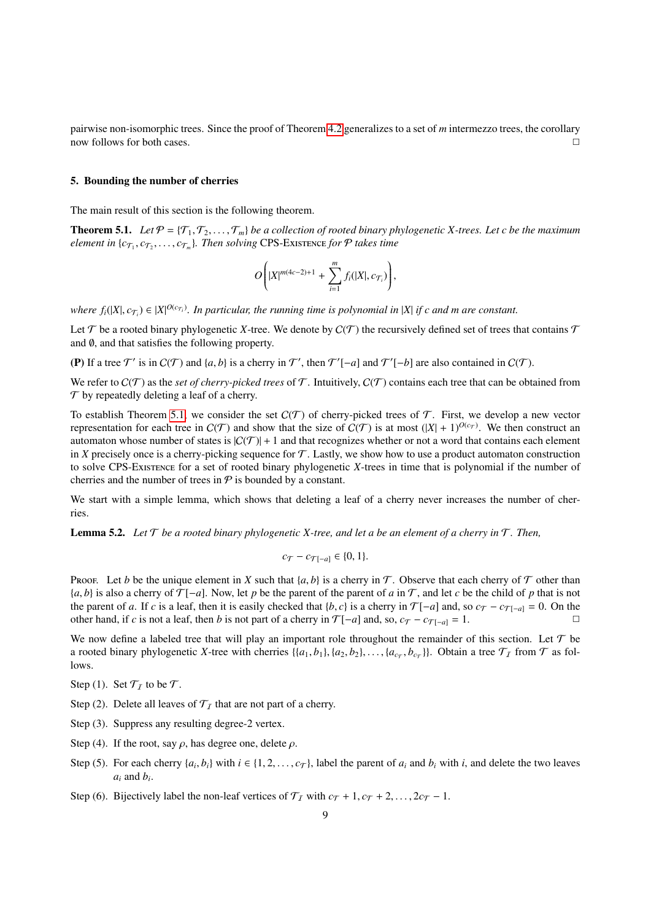pairwise non-isomorphic trees. Since the proof of Theorem 4.2 generalizes to a set of $m$ intermezzo trees, the corollary now follows for both cases. □

## 5. Bounding the number of cherries

The main result of this section is the following theorem.

**Theorem 5.1.** *Let $\mathcal{P} = \{\mathcal{T}_1, \mathcal{T}_2, \ldots, \mathcal{T}_m\}$ be a collection of rooted binary phylogenetic X-trees. Let c be the maximum element in $\{c_{\mathcal{T}_1}, c_{\mathcal{T}_2}, \ldots, c_{\mathcal{T}_m}\}$. Then solving* CPS-Existence *for $\mathcal{P}$ takes time*

$$O\left(|X|^{m(4c-2)+1} + \sum_{i=1}^{m} f_i(|X|, c_{\mathcal{T}_i})\right),$$

*where $f_i(|X|, c_{\mathcal{T}_i}) \in |X|^{O(c_{\mathcal{T}_i})}$. In particular, the running time is polynomial in $|X|$ if c and m are constant.*

Let $\mathcal{T}$ be a rooted binary phylogenetic $X$-tree. We denote by $\mathcal{C}(\mathcal{T})$ the recursively defined set of trees that contains $\mathcal{T}$ and $\emptyset$, and that satisfies the following property.

**(P)** If a tree $\mathcal{T}'$ is in $\mathcal{C}(\mathcal{T})$ and $\{a, b\}$ is a cherry in $\mathcal{T}'$, then $\mathcal{T}'[-a]$ and $\mathcal{T}'[-b]$ are also contained in $\mathcal{C}(\mathcal{T})$.

We refer to $\mathcal{C}(\mathcal{T})$ as the *set of cherry-picked trees* of $\mathcal{T}$. Intuitively, $\mathcal{C}(\mathcal{T})$ contains each tree that can be obtained from $\mathcal{T}$ by repeatedly deleting a leaf of a cherry.

To establish Theorem 5.1, we consider the set $\mathcal{C}(\mathcal{T})$ of cherry-picked trees of $\mathcal{T}$. First, we develop a new vector representation for each tree in $\mathcal{C}(\mathcal{T})$ and show that the size of $\mathcal{C}(\mathcal{T})$ is at most $(|X| + 1)^{O(c_{\mathcal{T}})}$. We then construct an automaton whose number of states is $|\mathcal{C}(\mathcal{T})| + 1$ and that recognizes whether or not a word that contains each element in $X$ precisely once is a cherry-picking sequence for $\mathcal{T}$. Lastly, we show how to use a product automaton construction to solve CPS-Existence for a set of rooted binary phylogenetic $X$-trees in time that is polynomial if the number of cherries and the number of trees in $\mathcal{P}$ is bounded by a constant.

We start with a simple lemma, which shows that deleting a leaf of a cherry never increases the number of cherries.

**Lemma 5.2.** *Let $\mathcal{T}$ be a rooted binary phylogenetic X-tree, and let a be an element of a cherry in $\mathcal{T}$. Then,*

$$c_{\mathcal{T}} - c_{\mathcal{T}[-a]} \in \{0, 1\}.$$

Proof. Let $b$ be the unique element in $X$ such that $\{a, b\}$ is a cherry in $\mathcal{T}$. Observe that each cherry of $\mathcal{T}$ other than $\{a, b\}$ is also a cherry of $\mathcal{T}[-a]$. Now, let $p$ be the parent of the parent of $a$ in $\mathcal{T}$, and let $c$ be the child of $p$ that is not the parent of $a$. If $c$ is a leaf, then it is easily checked that $\{b, c\}$ is a cherry in $\mathcal{T}[-a]$ and, so $c_{\mathcal{T}} - c_{\mathcal{T}[-a]} = 0$. On the other hand, if $c$ is not a leaf, then $b$ is not part of a cherry in $\mathcal{T}[-a]$ and, so, $c_{\mathcal{T}} - c_{\mathcal{T}[-a]} = 1$. □

We now define a labeled tree that will play an important role throughout the remainder of this section. Let $\mathcal{T}$ be a rooted binary phylogenetic $X$-tree with cherries $\{\{a_1, b_1\}, \{a_2, b_2\}, \ldots, \{a_{c_{\mathcal{T}}}, b_{c_{\mathcal{T}}}\}\}$. Obtain a tree $\mathcal{T}_{\mathcal{I}}$ from $\mathcal{T}$ as follows.

Step (1). Set $\mathcal{T}_{\mathcal{I}}$ to be $\mathcal{T}$.

Step (2). Delete all leaves of $\mathcal{T}_{\mathcal{I}}$ that are not part of a cherry.

Step (3). Suppress any resulting degree-2 vertex.

Step (4). If the root, say $\rho$, has degree one, delete $\rho$.

Step (5). For each cherry $\{a_i, b_i\}$ with $i \in \{1, 2, \ldots, c_{\mathcal{T}}\}$, label the parent of $a_i$ and $b_i$ with $i$, and delete the two leaves $a_i$ and $b_i$.

Step (6). Bijectively label the non-leaf vertices of $\mathcal{T}_{\mathcal{I}}$ with $c_{\mathcal{T}} + 1, c_{\mathcal{T}} + 2, \ldots, 2c_{\mathcal{T}} - 1$.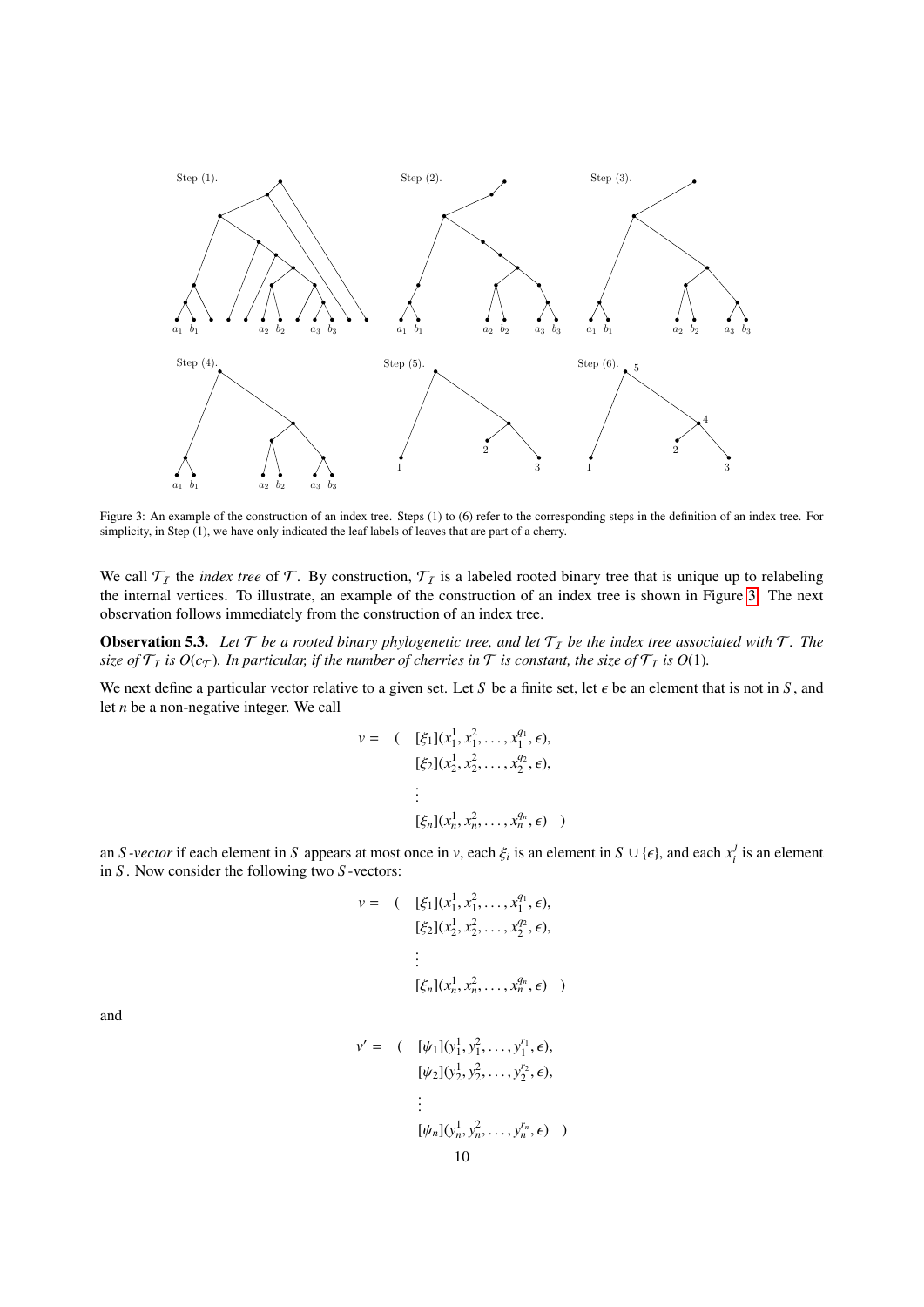Figure 3: An example of the construction of an index tree. Steps (1) to (6) refer to the corresponding steps in the definition of an index tree. For simplicity, in Step (1), we have only indicated the leaf labels of leaves that are part of a cherry.

We call $\mathcal{T}_\mathcal{I}$ the *index tree* of $\mathcal{T}$. By construction, $\mathcal{T}_\mathcal{I}$ is a labeled rooted binary tree that is unique up to relabeling the internal vertices. To illustrate, an example of the construction of an index tree is shown in Figure 3. The next observation follows immediately from the construction of an index tree.

**Observation 5.3.** *Let $\mathcal{T}$ be a rooted binary phylogenetic tree, and let $\mathcal{T}_\mathcal{I}$ be the index tree associated with $\mathcal{T}$. The size of $\mathcal{T}_\mathcal{I}$ is $O(c_\mathcal{T})$. In particular, if the number of cherries in $\mathcal{T}$ is constant, the size of $\mathcal{T}_\mathcal{I}$ is $O(1)$.*

We next define a particular vector relative to a given set. Let $S$ be a finite set, let $\epsilon$ be an element that is not in $S$, and let $n$ be a non-negative integer. We call

$$
\begin{aligned}
v = \quad (\quad & [\xi_1](x_1^1, x_1^2, \ldots, x_1^{q_1}, \epsilon), \\
& [\xi_2](x_2^1, x_2^2, \ldots, x_2^{q_2}, \epsilon), \\
& \vdots \\
& [\xi_n](x_n^1, x_n^2, \ldots, x_n^{q_n}, \epsilon) \quad )
\end{aligned}
$$

an *$S$-vector* if each element in $S$ appears at most once in $v$, each $\xi_i$ is an element in $S \cup \{\epsilon\}$, and each $x_i^j$ is an element in $S$. Now consider the following two $S$-vectors:

$$
\begin{aligned}
v = \quad (\quad & [\xi_1](x_1^1, x_1^2, \ldots, x_1^{q_1}, \epsilon), \\
& [\xi_2](x_2^1, x_2^2, \ldots, x_2^{q_2}, \epsilon), \\
& \vdots \\
& [\xi_n](x_n^1, x_n^2, \ldots, x_n^{q_n}, \epsilon) \quad )
\end{aligned}
$$

and

$$
\begin{aligned}
v' = \quad (\quad & [\psi_1](y_1^1, y_1^2, \ldots, y_1^{r_1}, \epsilon), \\
& [\psi_2](y_2^1, y_2^2, \ldots, y_2^{r_2}, \epsilon), \\
& \vdots \\
& [\psi_n](y_n^1, y_n^2, \ldots, y_n^{r_n}, \epsilon) \quad )
\end{aligned}
$$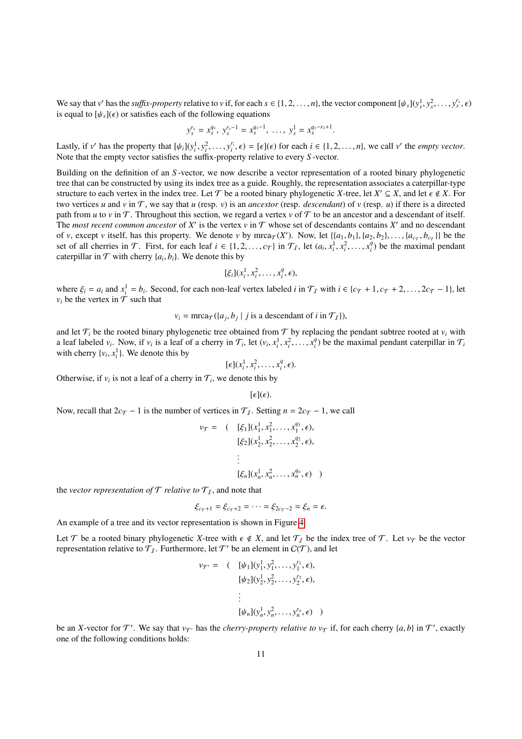We say that $v'$ has the *suffix-property* relative to $v$ if, for each $s \in \{1, 2, \ldots, n\}$, the vector component $[\psi_s](y_s^1, y_s^2, \ldots, y_s^{r_s}, \epsilon)$ is equal to $[\psi_s](\epsilon)$ or satisfies each of the following equations

$$y_s^{r_s} = x_s^{q_s},\ y_s^{r_s-1} = x_s^{q_s-1},\ \ldots,\ y_s^1 = x_s^{q_s-r_s+1}.$$

Lastly, if $v'$ has the property that $[\psi_i](y_i^1, y_i^2, \ldots, y_i^{r_i}, \epsilon) = [\epsilon](\epsilon)$ for each $i \in \{1, 2, \ldots, n\}$, we call $v'$ the *empty vector*. Note that the empty vector satisfies the suffix-property relative to every $S$-vector.

Building on the definition of an $S$-vector, we now describe a vector representation of a rooted binary phylogenetic tree that can be constructed by using its index tree as a guide. Roughly, the representation associates a caterpillar-type structure to each vertex in the index tree. Let $\mathcal{T}$ be a rooted binary phylogenetic $X$-tree, let $X' \subseteq X$, and let $\epsilon \notin X$. For two vertices $u$ and $v$ in $\mathcal{T}$, we say that $u$ (resp. $v$) is an *ancestor* (resp. *descendant*) of $v$ (resp. $u$) if there is a directed path from $u$ to $v$ in $\mathcal{T}$. Throughout this section, we regard a vertex $v$ of $\mathcal{T}$ to be an ancestor and a descendant of itself. The *most recent common ancestor* of $X'$ is the vertex $v$ in $\mathcal{T}$ whose set of descendants contains $X'$ and no descendant of $v$, except $v$ itself, has this property. We denote $v$ by $\text{mrca}_{\mathcal{T}}(X')$. Now, let $\{\{a_1, b_1\}, \{a_2, b_2\}, \ldots, \{a_{c_{\mathcal{T}}}, b_{c_{\mathcal{T}}}\}\}$ be the set of all cherries in $\mathcal{T}$. First, for each leaf $i \in \{1, 2, \ldots, c_{\mathcal{T}}\}$ in $\mathcal{T}_{\mathcal{I}}$, let $(a_i, x_i^1, x_i^2, \ldots, x_i^q)$ be the maximal pendant caterpillar in $\mathcal{T}$ with cherry $\{a_i, b_i\}$. We denote this by

$$[\xi_i](x_i^1, x_i^2, \ldots, x_i^q, \epsilon),$$

where $\xi_i = a_i$ and $x_i^1 = b_i$. Second, for each non-leaf vertex labeled $i$ in $\mathcal{T}_{\mathcal{I}}$ with $i \in \{c_{\mathcal{T}} + 1, c_{\mathcal{T}} + 2, \ldots, 2c_{\mathcal{T}} - 1\}$, let $v_i$ be the vertex in $\mathcal{T}$ such that

$$v_i = \text{mrca}_{\mathcal{T}}(\{a_j, b_j \mid j \text{ is a descendant of } i \text{ in } \mathcal{T}_{\mathcal{I}}\}),$$

and let $\mathcal{T}_i$ be the rooted binary phylogenetic tree obtained from $\mathcal{T}$ by replacing the pendant subtree rooted at $v_i$ with a leaf labeled $v_i$. Now, if $v_i$ is a leaf of a cherry in $\mathcal{T}_i$, let $(v_i, x_i^1, x_i^2, \ldots, x_i^q)$ be the maximal pendant caterpillar in $\mathcal{T}_i$ with cherry $\{v_i, x_i^1\}$. We denote this by

$$[\epsilon](x_i^1, x_i^2, \ldots, x_i^q, \epsilon).$$

Otherwise, if $v_i$ is not a leaf of a cherry in $\mathcal{T}_i$, we denote this by

$$[\epsilon](\epsilon).$$

Now, recall that $2c_{\mathcal{T}} - 1$ is the number of vertices in $\mathcal{T}_{\mathcal{I}}$. Setting $n = 2c_{\mathcal{T}} - 1$, we call

$$\begin{aligned} v_{\mathcal{T}} = \quad ( \quad & [\xi_1](x_1^1, x_1^2, \ldots, x_1^{q_1}, \epsilon), \\ & [\xi_2](x_2^1, x_2^2, \ldots, x_2^{q_2}, \epsilon), \\ & \vdots \\ & [\xi_n](x_n^1, x_n^2, \ldots, x_n^{q_n}, \epsilon) \quad ) \end{aligned}$$

the *vector representation of $\mathcal{T}$ relative to $\mathcal{T}_{\mathcal{I}}$*, and note that

$$\xi_{c_{\mathcal{T}}+1} = \xi_{c_{\mathcal{T}}+2} = \cdots = \xi_{2c_{\mathcal{T}}-2} = \xi_n = \epsilon.$$

An example of a tree and its vector representation is shown in Figure 4.

Let $\mathcal{T}$ be a rooted binary phylogenetic $X$-tree with $\epsilon \notin X$, and let $\mathcal{T}_{\mathcal{I}}$ be the index tree of $\mathcal{T}$. Let $v_{\mathcal{T}}$ be the vector representation relative to $\mathcal{T}_{\mathcal{I}}$. Furthermore, let $\mathcal{T}'$ be an element in $C(\mathcal{T})$, and let

$$\begin{aligned} v_{\mathcal{T}'} = \quad ( \quad & [\psi_1](y_1^1, y_1^2, \ldots, y_1^{r_1}, \epsilon), \\ & [\psi_2](y_2^1, y_2^2, \ldots, y_2^{r_2}, \epsilon), \\ & \vdots \\ & [\psi_n](y_n^1, y_n^2, \ldots, y_n^{r_n}, \epsilon) \quad ) \end{aligned}$$

be an $X$-vector for $\mathcal{T}'$. We say that $v_{\mathcal{T}'}$ has the *cherry-property relative to $v_{\mathcal{T}}$* if, for each cherry $\{a, b\}$ in $\mathcal{T}'$, exactly one of the following conditions holds: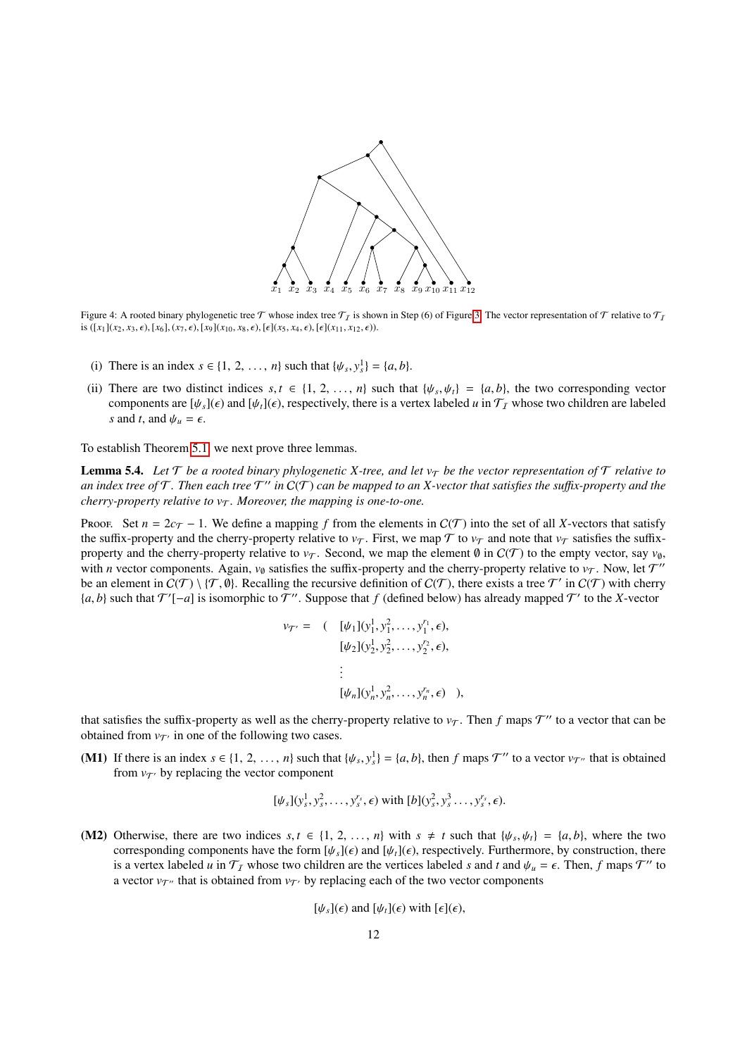Figure 4: A rooted binary phylogenetic tree $\mathcal{T}$ whose index tree $\mathcal{T}_\mathcal{I}$ is shown in Step (6) of Figure 3. The vector representation of $\mathcal{T}$ relative to $\mathcal{T}_\mathcal{I}$ is $([x_1](x_2, x_3, \epsilon), [x_6], (x_7, \epsilon), [x_9](x_{10}, x_8, \epsilon), [\epsilon](x_5, x_4, \epsilon), [\epsilon](x_{11}, x_{12}, \epsilon))$.

(i) There is an index $s \in \{1, 2, \ldots, n\}$ such that $\{\psi_s, y_s^1\} = \{a, b\}$.

(ii) There are two distinct indices $s, t \in \{1, 2, \ldots, n\}$ such that $\{\psi_s, \psi_t\} = \{a, b\}$, the two corresponding vector components are $[\psi_s](\epsilon)$ and $[\psi_t](\epsilon)$, respectively, there is a vertex labeled $u$ in $\mathcal{T}_\mathcal{I}$ whose two children are labeled $s$ and $t$, and $\psi_u = \epsilon$.

To establish Theorem 5.1, we next prove three lemmas.

**Lemma 5.4.** *Let $\mathcal{T}$ be a rooted binary phylogenetic X-tree, and let $v_\mathcal{T}$ be the vector representation of $\mathcal{T}$ relative to an index tree of $\mathcal{T}$. Then each tree $\mathcal{T}''$ in $C(\mathcal{T})$ can be mapped to an X-vector that satisfies the suffix-property and the cherry-property relative to $v_\mathcal{T}$. Moreover, the mapping is one-to-one.*

Proof. Set $n = 2c_\mathcal{T} - 1$. We define a mapping $f$ from the elements in $C(\mathcal{T})$ into the set of all $X$-vectors that satisfy the suffix-property and the cherry-property relative to $v_\mathcal{T}$. First, we map $\mathcal{T}$ to $v_\mathcal{T}$ and note that $v_\mathcal{T}$ satisfies the suffix-property and the cherry-property relative to $v_\mathcal{T}$. Second, we map the element $\emptyset$ in $C(\mathcal{T})$ to the empty vector, say $v_\emptyset$, with $n$ vector components. Again, $v_\emptyset$ satisfies the suffix-property and the cherry-property relative to $v_\mathcal{T}$. Now, let $\mathcal{T}''$ be an element in $C(\mathcal{T}) \setminus \{\mathcal{T}, \emptyset\}$. Recalling the recursive definition of $C(\mathcal{T})$, there exists a tree $\mathcal{T}'$ in $C(\mathcal{T})$ with cherry $\{a, b\}$ such that $\mathcal{T}'[-a]$ is isomorphic to $\mathcal{T}''$. Suppose that $f$ (defined below) has already mapped $\mathcal{T}'$ to the $X$-vector

$$
\begin{aligned}
v_{\mathcal{T}'} = \Big( \; & [\psi_1](y_1^1, y_1^2, \ldots, y_1^{r_1}, \epsilon), \\
& [\psi_2](y_2^1, y_2^2, \ldots, y_2^{r_2}, \epsilon), \\
& \vdots \\
& [\psi_n](y_n^1, y_n^2, \ldots, y_n^{r_n}, \epsilon) \;\Big),
\end{aligned}
$$

that satisfies the suffix-property as well as the cherry-property relative to $v_\mathcal{T}$. Then $f$ maps $\mathcal{T}''$ to a vector that can be obtained from $v_{\mathcal{T}'}$ in one of the following two cases.

**(M1)** If there is an index $s \in \{1, 2, \ldots, n\}$ such that $\{\psi_s, y_s^1\} = \{a, b\}$, then $f$ maps $\mathcal{T}''$ to a vector $v_{\mathcal{T}''}$ that is obtained from $v_{\mathcal{T}'}$ by replacing the vector component

$$[\psi_s](y_s^1, y_s^2, \ldots, y_s^{r_s}, \epsilon) \text{ with } [b](y_s^2, y_s^3 \ldots, y_s^{r_s}, \epsilon).$$

**(M2)** Otherwise, there are two indices $s, t \in \{1, 2, \ldots, n\}$ with $s \neq t$ such that $\{\psi_s, \psi_t\} = \{a, b\}$, where the two corresponding components have the form $[\psi_s](\epsilon)$ and $[\psi_t](\epsilon)$, respectively. Furthermore, by construction, there is a vertex labeled $u$ in $\mathcal{T}_\mathcal{I}$ whose two children are the vertices labeled $s$ and $t$ and $\psi_u = \epsilon$. Then, $f$ maps $\mathcal{T}''$ to a vector $v_{\mathcal{T}''}$ that is obtained from $v_{\mathcal{T}'}$ by replacing each of the two vector components

$$[\psi_s](\epsilon) \text{ and } [\psi_t](\epsilon) \text{ with } [\epsilon](\epsilon),$$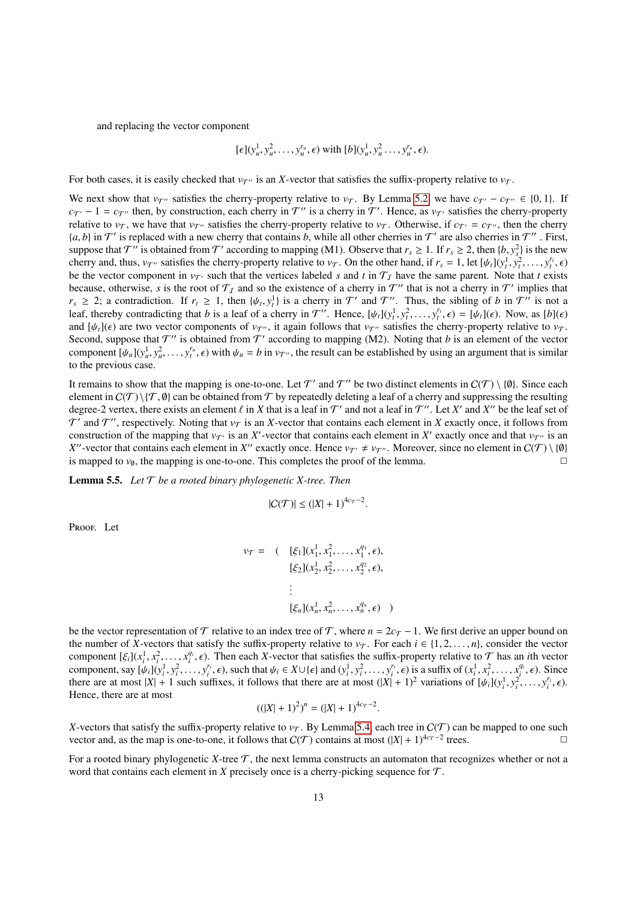and replacing the vector component

$$[\epsilon](y_u^1, y_u^2, \ldots, y_u^{r_u}, \epsilon) \text{ with } [b](y_u^1, y_u^2 \ldots, y_u^{r_u}, \epsilon).$$

For both cases, it is easily checked that $v_{\mathcal{T}''}$ is an $X$-vector that satisfies the suffix-property relative to $v_{\mathcal{T}}$.

We next show that $v_{\mathcal{T}''}$ satisfies the cherry-property relative to $v_{\mathcal{T}}$. By Lemma 5.2, we have $c_{\mathcal{T}'} - c_{\mathcal{T}''} \in \{0, 1\}$. If $c_{\mathcal{T}'} - 1 = c_{\mathcal{T}''}$ then, by construction, each cherry in $\mathcal{T}''$ is a cherry in $\mathcal{T}'$. Hence, as $v_{\mathcal{T}'}$ satisfies the cherry-property relative to $v_{\mathcal{T}}$, we have that $v_{\mathcal{T}''}$ satisfies the cherry-property relative to $v_{\mathcal{T}}$. Otherwise, if $c_{\mathcal{T}'} = c_{\mathcal{T}''}$, then the cherry $\{a, b\}$ in $\mathcal{T}'$ is replaced with a new cherry that contains $b$, while all other cherries in $\mathcal{T}'$ are also cherries in $\mathcal{T}''$. First, suppose that $\mathcal{T}''$ is obtained from $\mathcal{T}'$ according to mapping (M1). Observe that $r_s \geq 1$. If $r_s \geq 2$, then $\{b, y_s^2\}$ is the new cherry and, thus, $v_{\mathcal{T}''}$ satisfies the cherry-property relative to $v_{\mathcal{T}}$. On the other hand, if $r_s = 1$, let $[\psi_t](y_t^1, y_t^2, \ldots, y_t^{r_t}, \epsilon)$ be the vector component in $v_{\mathcal{T}'}$ such that the vertices labeled $s$ and $t$ in $\mathcal{T}_I$ have the same parent. Note that $t$ exists because, otherwise, $s$ is the root of $\mathcal{T}_I$ and so the existence of a cherry in $\mathcal{T}''$ that is not a cherry in $\mathcal{T}'$ implies that $r_s \geq 2$; a contradiction. If $r_t \geq 1$, then $\{\psi_t, y_t^1\}$ is a cherry in $\mathcal{T}'$ and $\mathcal{T}''$. Thus, the sibling of $b$ in $\mathcal{T}''$ is not a leaf, thereby contradicting that $b$ is a leaf of a cherry in $\mathcal{T}''$. Hence, $[\psi_t](y_t^1, y_t^2, \ldots, y_t^{r_t}, \epsilon) = [\psi_t](\epsilon)$. Now, as $[b](\epsilon)$ and $[\psi_t](\epsilon)$ are two vector components of $v_{\mathcal{T}''}$, it again follows that $v_{\mathcal{T}''}$ satisfies the cherry-property relative to $v_{\mathcal{T}}$. Second, suppose that $\mathcal{T}''$ is obtained from $\mathcal{T}'$ according to mapping (M2). Noting that $b$ is an element of the vector component $[\psi_u](y_u^1, y_u^2, \ldots, y_t^{r_u}, \epsilon)$ with $\psi_u = b$ in $v_{\mathcal{T}''}$, the result can be established by using an argument that is similar to the previous case.

It remains to show that the mapping is one-to-one. Let $\mathcal{T}'$ and $\mathcal{T}''$ be two distinct elements in $C(\mathcal{T}) \setminus \{\emptyset\}$. Since each element in $C(\mathcal{T}) \setminus \{\mathcal{T}, \emptyset\}$ can be obtained from $\mathcal{T}$ by repeatedly deleting a leaf of a cherry and suppressing the resulting degree-2 vertex, there exists an element $\ell$ in $X$ that is a leaf in $\mathcal{T}'$ and not a leaf in $\mathcal{T}''$. Let $X'$ and $X''$ be the leaf set of $\mathcal{T}'$ and $\mathcal{T}''$, respectively. Noting that $v_{\mathcal{T}}$ is an $X$-vector that contains each element in $X$ exactly once, it follows from construction of the mapping that $v_{\mathcal{T}'}$ is an $X'$-vector that contains each element in $X'$ exactly once and that $v_{\mathcal{T}''}$ is an $X''$-vector that contains each element in $X''$ exactly once. Hence $v_{\mathcal{T}'} \neq v_{\mathcal{T}''}$. Moreover, since no element in $C(\mathcal{T}) \setminus \{\emptyset\}$ is mapped to $v_\emptyset$, the mapping is one-to-one. This completes the proof of the lemma. □

**Lemma 5.5.** *Let $\mathcal{T}$ be a rooted binary phylogenetic $X$-tree. Then*

$$|C(\mathcal{T})| \leq (|X| + 1)^{4c_{\mathcal{T}}-2}.$$

Proof. Let

$$\begin{aligned} v_{\mathcal{T}} = \quad ( \quad & [\xi_1](x_1^1, x_1^2, \ldots, x_1^{q_1}, \epsilon), \\ & [\xi_2](x_2^1, x_2^2, \ldots, x_2^{q_2}, \epsilon), \\ & \vdots \\ & [\xi_n](x_n^1, x_n^2, \ldots, x_n^{q_n}, \epsilon) \quad ) \end{aligned}$$

be the vector representation of $\mathcal{T}$ relative to an index tree of $\mathcal{T}$, where $n = 2c_{\mathcal{T}} - 1$. We first derive an upper bound on the number of $X$-vectors that satisfy the suffix-property relative to $v_{\mathcal{T}}$. For each $i \in \{1, 2, \ldots, n\}$, consider the vector component $[\xi_i](x_i^1, x_i^2, \ldots, x_i^{q_i}, \epsilon)$. Then each $X$-vector that satisfies the suffix-property relative to $\mathcal{T}$ has an $i$th vector component, say $[\psi_i](y_i^1, y_i^2, \ldots, y_i^{r_i}, \epsilon)$, such that $\psi_i \in X \cup \{\epsilon\}$ and $(y_i^1, y_i^2, \ldots, y_i^{r_i}, \epsilon)$ is a suffix of $(x_i^1, x_i^2, \ldots, x_i^{q_i}, \epsilon)$. Since there are at most $|X| + 1$ such suffixes, it follows that there are at most $(|X| + 1)^2$ variations of $[\psi_i](y_i^1, y_i^2, \ldots, y_i^{r_i}, \epsilon)$. Hence, there are at most

$$((|X| + 1)^2)^n = (|X| + 1)^{4c_{\mathcal{T}}-2}.$$

$X$-vectors that satisfy the suffix-property relative to $v_{\mathcal{T}}$. By Lemma 5.4, each tree in $C(\mathcal{T})$ can be mapped to one such vector and, as the map is one-to-one, it follows that $C(\mathcal{T})$ contains at most $(|X| + 1)^{4c_{\mathcal{T}}-2}$ trees. □

For a rooted binary phylogenetic $X$-tree $\mathcal{T}$, the next lemma constructs an automaton that recognizes whether or not a word that contains each element in $X$ precisely once is a cherry-picking sequence for $\mathcal{T}$.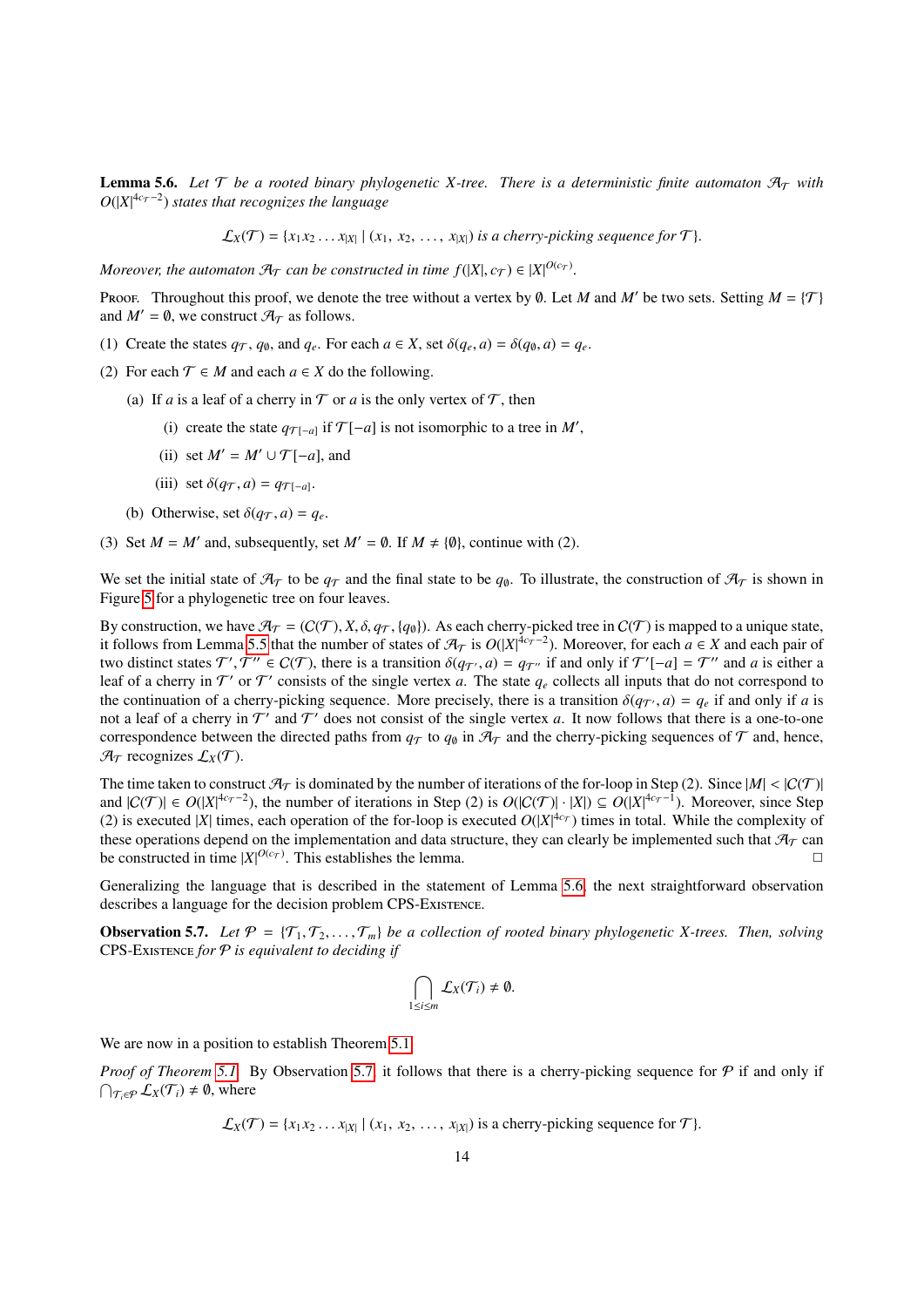**Lemma 5.6.** *Let $\mathcal{T}$ be a rooted binary phylogenetic $X$-tree. There is a deterministic finite automaton $\mathcal{A}_\mathcal{T}$ with $O(|X|^{4c_\mathcal{T}-2})$ states that recognizes the language*

$$\mathcal{L}_X(\mathcal{T}) = \{x_1x_2\ldots x_{|X|} \mid (x_1,\ x_2,\ \ldots,\ x_{|X|}) \text{ is a cherry-picking sequence for } \mathcal{T}\}.$$

*Moreover, the automaton $\mathcal{A}_\mathcal{T}$ can be constructed in time $f(|X|, c_\mathcal{T}) \in |X|^{O(c_\mathcal{T})}$.*

Proof. Throughout this proof, we denote the tree without a vertex by $\emptyset$. Let $M$ and $M'$ be two sets. Setting $M = \{\mathcal{T}\}$ and $M' = \emptyset$, we construct $\mathcal{A}_\mathcal{T}$ as follows.

(1) Create the states $q_\mathcal{T}$, $q_\emptyset$, and $q_e$. For each $a \in X$, set $\delta(q_e, a) = \delta(q_\emptyset, a) = q_e$.

(2) For each $\mathcal{T} \in M$ and each $a \in X$ do the following.

  (a) If $a$ is a leaf of a cherry in $\mathcal{T}$ or $a$ is the only vertex of $\mathcal{T}$, then

    (i) create the state $q_{\mathcal{T}[-a]}$ if $\mathcal{T}[-a]$ is not isomorphic to a tree in $M'$,

    (ii) set $M' = M' \cup \mathcal{T}[-a]$, and

    (iii) set $\delta(q_\mathcal{T}, a) = q_{\mathcal{T}[-a]}$.

  (b) Otherwise, set $\delta(q_\mathcal{T}, a) = q_e$.

(3) Set $M = M'$ and, subsequently, set $M' = \emptyset$. If $M \neq \{\emptyset\}$, continue with (2).

We set the initial state of $\mathcal{A}_\mathcal{T}$ to be $q_\mathcal{T}$ and the final state to be $q_\emptyset$. To illustrate, the construction of $\mathcal{A}_\mathcal{T}$ is shown in Figure 5 for a phylogenetic tree on four leaves.

By construction, we have $\mathcal{A}_\mathcal{T} = (\mathcal{C}(\mathcal{T}), X, \delta, q_\mathcal{T}, \{q_\emptyset\})$. As each cherry-picked tree in $\mathcal{C}(\mathcal{T})$ is mapped to a unique state, it follows from Lemma 5.5 that the number of states of $\mathcal{A}_\mathcal{T}$ is $O(|X|^{4c_\mathcal{T}-2})$. Moreover, for each $a \in X$ and each pair of two distinct states $\mathcal{T}', \mathcal{T}'' \in \mathcal{C}(\mathcal{T})$, there is a transition $\delta(q_{\mathcal{T}'}, a) = q_{\mathcal{T}''}$ if and only if $\mathcal{T}'[-a] = \mathcal{T}''$ and $a$ is either a leaf of a cherry in $\mathcal{T}'$ or $\mathcal{T}'$ consists of the single vertex $a$. The state $q_e$ collects all inputs that do not correspond to the continuation of a cherry-picking sequence. More precisely, there is a transition $\delta(q_{\mathcal{T}'}, a) = q_e$ if and only if $a$ is not a leaf of a cherry in $\mathcal{T}'$ and $\mathcal{T}'$ does not consist of the single vertex $a$. It now follows that there is a one-to-one correspondence between the directed paths from $q_\mathcal{T}$ to $q_\emptyset$ in $\mathcal{A}_\mathcal{T}$ and the cherry-picking sequences of $\mathcal{T}$ and, hence, $\mathcal{A}_\mathcal{T}$ recognizes $\mathcal{L}_X(\mathcal{T})$.

The time taken to construct $\mathcal{A}_\mathcal{T}$ is dominated by the number of iterations of the for-loop in Step (2). Since $|M| < |\mathcal{C}(\mathcal{T})|$ and $|\mathcal{C}(\mathcal{T})| \in O(|X|^{4c_\mathcal{T}-2})$, the number of iterations in Step (2) is $O(|\mathcal{C}(\mathcal{T})| \cdot |X|) \subseteq O(|X|^{4c_\mathcal{T}-1})$. Moreover, since Step (2) is executed $|X|$ times, each operation of the for-loop is executed $O(|X|^{4c_\mathcal{T}})$ times in total. While the complexity of these operations depend on the implementation and data structure, they can clearly be implemented such that $\mathcal{A}_\mathcal{T}$ can be constructed in time $|X|^{O(c_\mathcal{T})}$. This establishes the lemma. □

Generalizing the language that is described in the statement of Lemma 5.6, the next straightforward observation describes a language for the decision problem CPS-Existence.

**Observation 5.7.** *Let $\mathcal{P} = \{\mathcal{T}_1, \mathcal{T}_2, \ldots, \mathcal{T}_m\}$ be a collection of rooted binary phylogenetic $X$-trees. Then, solving* CPS-Existence *for $\mathcal{P}$ is equivalent to deciding if*

$$\bigcap_{1 \le i \le m} \mathcal{L}_X(\mathcal{T}_i) \neq \emptyset.$$

We are now in a position to establish Theorem 5.1.

*Proof of Theorem 5.1.* By Observation 5.7, it follows that there is a cherry-picking sequence for $\mathcal{P}$ if and only if $\bigcap_{\mathcal{T}_i \in \mathcal{P}} \mathcal{L}_X(\mathcal{T}_i) \neq \emptyset$, where

$$\mathcal{L}_X(\mathcal{T}) = \{x_1x_2\ldots x_{|X|} \mid (x_1,\ x_2,\ \ldots,\ x_{|X|}) \text{ is a cherry-picking sequence for } \mathcal{T}\}.$$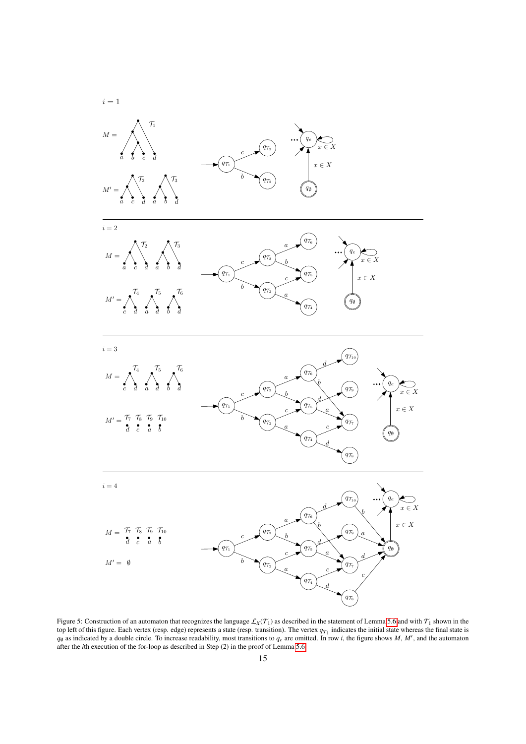Figure 5: Construction of an automaton that recognizes the language $\mathcal{L}_X(\mathcal{T}_1)$ as described in the statement of Lemma 5.6 and with $\mathcal{T}_1$ shown in the top left of this figure. Each vertex (resp. edge) represents a state (resp. transition). The vertex $q_{\mathcal{T}_1}$ indicates the initial state whereas the final state is $q_\emptyset$ as indicated by a double circle. To increase readability, most transitions to $q_e$ are omitted. In row $i$, the figure shows $M$, $M'$, and the automaton after the $i$th execution of the for-loop as described in Step (2) in the proof of Lemma 5.6.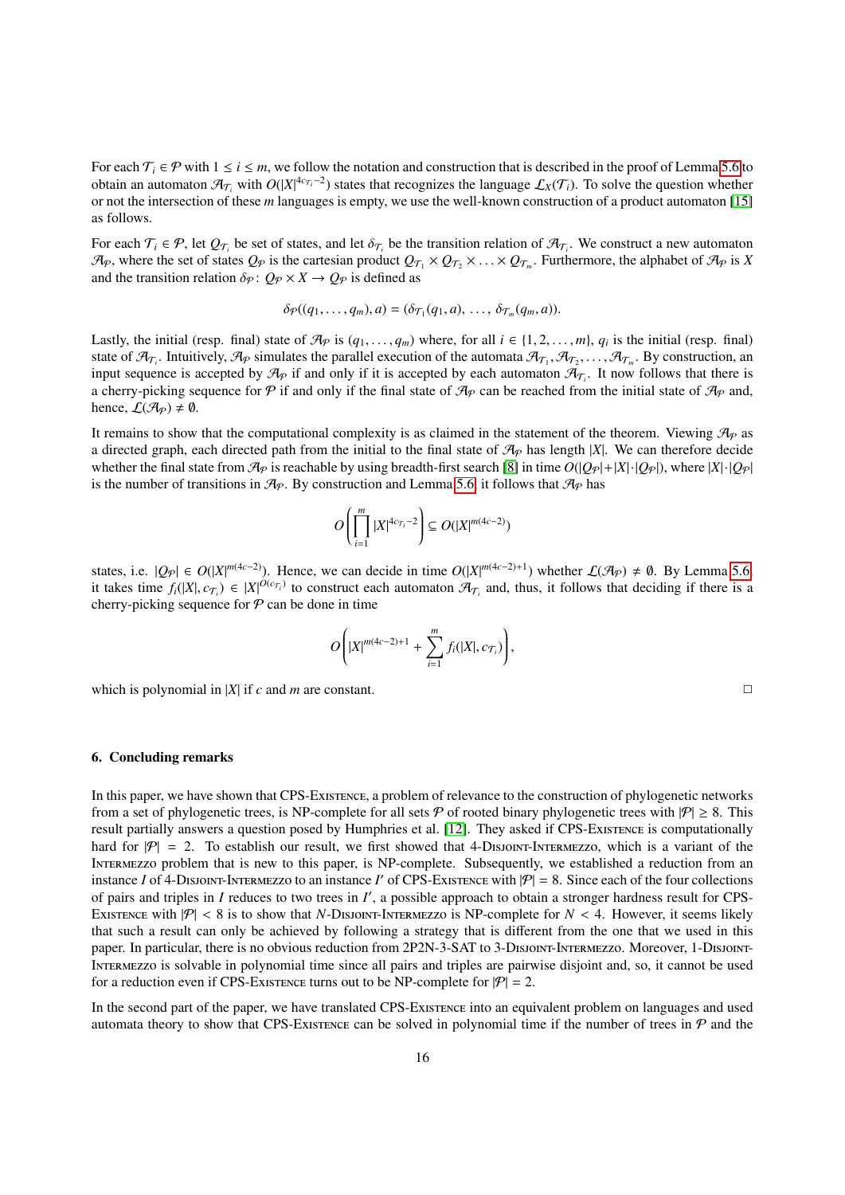For each $\mathcal{T}_i \in \mathcal{P}$ with $1 \leq i \leq m$, we follow the notation and construction that is described in the proof of Lemma 5.6 to obtain an automaton $\mathcal{A}_{\mathcal{T}_i}$ with $O(|X|^{4c_{\mathcal{T}_i}-2})$ states that recognizes the language $\mathcal{L}_X(\mathcal{T}_i)$. To solve the question whether or not the intersection of these $m$ languages is empty, we use the well-known construction of a product automaton [15] as follows.

For each $\mathcal{T}_i \in \mathcal{P}$, let $Q_{\mathcal{T}_i}$ be set of states, and let $\delta_{\mathcal{T}_i}$ be the transition relation of $\mathcal{A}_{\mathcal{T}_i}$. We construct a new automaton $\mathcal{A}_{\mathcal{P}}$, where the set of states $Q_{\mathcal{P}}$ is the cartesian product $Q_{\mathcal{T}_1} \times Q_{\mathcal{T}_2} \times \ldots \times Q_{\mathcal{T}_m}$. Furthermore, the alphabet of $\mathcal{A}_{\mathcal{P}}$ is $X$ and the transition relation $\delta_{\mathcal{P}} \colon Q_{\mathcal{P}} \times X \to Q_{\mathcal{P}}$ is defined as

$$\delta_{\mathcal{P}}((q_1, \ldots, q_m), a) = (\delta_{\mathcal{T}_1}(q_1, a), \ldots, \delta_{\mathcal{T}_m}(q_m, a)).$$

Lastly, the initial (resp. final) state of $\mathcal{A}_{\mathcal{P}}$ is $(q_1, \ldots, q_m)$ where, for all $i \in \{1, 2, \ldots, m\}$, $q_i$ is the initial (resp. final) state of $\mathcal{A}_{\mathcal{T}_i}$. Intuitively, $\mathcal{A}_{\mathcal{P}}$ simulates the parallel execution of the automata $\mathcal{A}_{\mathcal{T}_1}, \mathcal{A}_{\mathcal{T}_2}, \ldots, \mathcal{A}_{\mathcal{T}_m}$. By construction, an input sequence is accepted by $\mathcal{A}_{\mathcal{P}}$ if and only if it is accepted by each automaton $\mathcal{A}_{\mathcal{T}_i}$. It now follows that there is a cherry-picking sequence for $\mathcal{P}$ if and only if the final state of $\mathcal{A}_{\mathcal{P}}$ can be reached from the initial state of $\mathcal{A}_{\mathcal{P}}$ and, hence, $\mathcal{L}(\mathcal{A}_{\mathcal{P}}) \neq \emptyset$.

It remains to show that the computational complexity is as claimed in the statement of the theorem. Viewing $\mathcal{A}_{\mathcal{P}}$ as a directed graph, each directed path from the initial to the final state of $\mathcal{A}_{\mathcal{P}}$ has length $|X|$. We can therefore decide whether the final state from $\mathcal{A}_{\mathcal{P}}$ is reachable by using breadth-first search [8] in time $O(|Q_{\mathcal{P}}|+|X|\cdot|Q_{\mathcal{P}}|)$, where $|X|\cdot|Q_{\mathcal{P}}|$ is the number of transitions in $\mathcal{A}_{\mathcal{P}}$. By construction and Lemma 5.6, it follows that $\mathcal{A}_{\mathcal{P}}$ has

$$O\left(\prod_{i=1}^{m} |X|^{4c_{\mathcal{T}_i}-2}\right) \subseteq O(|X|^{m(4c-2)})$$

states, i.e. $|Q_{\mathcal{P}}| \in O(|X|^{m(4c-2)})$. Hence, we can decide in time $O(|X|^{m(4c-2)+1})$ whether $\mathcal{L}(\mathcal{A}_{\mathcal{P}}) \neq \emptyset$. By Lemma 5.6, it takes time $f_i(|X|, c_{\mathcal{T}_i}) \in |X|^{O(c_{\mathcal{T}_i})}$ to construct each automaton $\mathcal{A}_{\mathcal{T}_i}$ and, thus, it follows that deciding if there is a cherry-picking sequence for $\mathcal{P}$ can be done in time

$$O\left(|X|^{m(4c-2)+1} + \sum_{i=1}^{m} f_i(|X|, c_{\mathcal{T}_i})\right),$$

which is polynomial in $|X|$ if $c$ and $m$ are constant. □

## 6. Concluding remarks

In this paper, we have shown that CPS-Existence, a problem of relevance to the construction of phylogenetic networks from a set of phylogenetic trees, is NP-complete for all sets $\mathcal{P}$ of rooted binary phylogenetic trees with $|\mathcal{P}| \geq 8$. This result partially answers a question posed by Humphries et al. [12]. They asked if CPS-Existence is computationally hard for $|\mathcal{P}| = 2$. To establish our result, we first showed that 4-Disjoint-Intermezzo, which is a variant of the Intermezzo problem that is new to this paper, is NP-complete. Subsequently, we established a reduction from an instance $I$ of 4-Disjoint-Intermezzo to an instance $I'$ of CPS-Existence with $|\mathcal{P}| = 8$. Since each of the four collections of pairs and triples in $I$ reduces to two trees in $I'$, a possible approach to obtain a stronger hardness result for CPS-Existence with $|\mathcal{P}| < 8$ is to show that $N$-Disjoint-Intermezzo is NP-complete for $N < 4$. However, it seems likely that such a result can only be achieved by following a strategy that is different from the one that we used in this paper. In particular, there is no obvious reduction from 2P2N-3-SAT to 3-Disjoint-Intermezzo. Moreover, 1-Disjoint-Intermezzo is solvable in polynomial time since all pairs and triples are pairwise disjoint and, so, it cannot be used for a reduction even if CPS-Existence turns out to be NP-complete for $|\mathcal{P}| = 2$.

In the second part of the paper, we have translated CPS-Existence into an equivalent problem on languages and used automata theory to show that CPS-Existence can be solved in polynomial time if the number of trees in $\mathcal{P}$ and the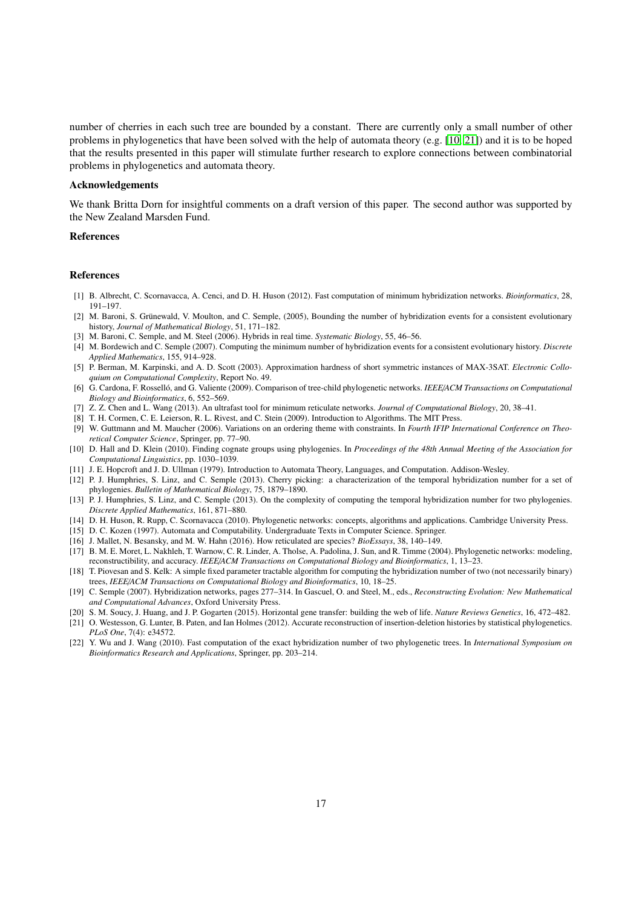number of cherries in each such tree are bounded by a constant. There are currently only a small number of other problems in phylogenetics that have been solved with the help of automata theory (e.g. [10, 21]) and it is to be hoped that the results presented in this paper will stimulate further research to explore connections between combinatorial problems in phylogenetics and automata theory.

### Acknowledgements

We thank Britta Dorn for insightful comments on a draft version of this paper. The second author was supported by the New Zealand Marsden Fund.

### References

### References

[1] B. Albrecht, C. Scornavacca, A. Cenci, and D. H. Huson (2012). Fast computation of minimum hybridization networks. *Bioinformatics*, 28, 191–197.

[2] M. Baroni, S. Grünewald, V. Moulton, and C. Semple, (2005), Bounding the number of hybridization events for a consistent evolutionary history, *Journal of Mathematical Biology*, 51, 171–182.

[3] M. Baroni, C. Semple, and M. Steel (2006). Hybrids in real time. *Systematic Biology*, 55, 46–56.

[4] M. Bordewich and C. Semple (2007). Computing the minimum number of hybridization events for a consistent evolutionary history. *Discrete Applied Mathematics*, 155, 914–928.

[5] P. Berman, M. Karpinski, and A. D. Scott (2003). Approximation hardness of short symmetric instances of MAX-3SAT. *Electronic Colloquium on Computational Complexity*, Report No. 49.

[6] G. Cardona, F. Rosselló, and G. Valiente (2009). Comparison of tree-child phylogenetic networks. *IEEE/ACM Transactions on Computational Biology and Bioinformatics*, 6, 552–569.

[7] Z. Z. Chen and L. Wang (2013). An ultrafast tool for minimum reticulate networks. *Journal of Computational Biology*, 20, 38–41.

[8] T. H. Cormen, C. E. Leierson, R. L. Rivest, and C. Stein (2009). Introduction to Algorithms. The MIT Press.

[9] W. Guttmann and M. Maucher (2006). Variations on an ordering theme with constraints. In *Fourth IFIP International Conference on Theoretical Computer Science*, Springer, pp. 77–90.

[10] D. Hall and D. Klein (2010). Finding cognate groups using phylogenies. In *Proceedings of the 48th Annual Meeting of the Association for Computational Linguistics*, pp. 1030–1039.

[11] J. E. Hopcroft and J. D. Ullman (1979). Introduction to Automata Theory, Languages, and Computation. Addison-Wesley.

[12] P. J. Humphries, S. Linz, and C. Semple (2013). Cherry picking: a characterization of the temporal hybridization number for a set of phylogenies. *Bulletin of Mathematical Biology*, 75, 1879–1890.

[13] P. J. Humphries, S. Linz, and C. Semple (2013). On the complexity of computing the temporal hybridization number for two phylogenies. *Discrete Applied Mathematics*, 161, 871–880.

[14] D. H. Huson, R. Rupp, C. Scornavacca (2010). Phylogenetic networks: concepts, algorithms and applications. Cambridge University Press.

[15] D. C. Kozen (1997). Automata and Computability. Undergraduate Texts in Computer Science. Springer.

[16] J. Mallet, N. Besansky, and M. W. Hahn (2016). How reticulated are species? *BioEssays*, 38, 140–149.

[17] B. M. E. Moret, L. Nakhleh, T. Warnow, C. R. Linder, A. Tholse, A. Padolina, J. Sun, and R. Timme (2004). Phylogenetic networks: modeling, reconstructibility, and accuracy. *IEEE/ACM Transactions on Computational Biology and Bioinformatics*, 1, 13–23.

[18] T. Piovesan and S. Kelk: A simple fixed parameter tractable algorithm for computing the hybridization number of two (not necessarily binary) trees, *IEEE/ACM Transactions on Computational Biology and Bioinformatics*, 10, 18–25.

[19] C. Semple (2007). Hybridization networks, pages 277–314. In Gascuel, O. and Steel, M., eds., *Reconstructing Evolution: New Mathematical and Computational Advances*, Oxford University Press.

[20] S. M. Soucy, J. Huang, and J. P. Gogarten (2015). Horizontal gene transfer: building the web of life. *Nature Reviews Genetics*, 16, 472–482.

[21] O. Westesson, G. Lunter, B. Paten, and Ian Holmes (2012). Accurate reconstruction of insertion-deletion histories by statistical phylogenetics. *PLoS One*, 7(4): e34572.

[22] Y. Wu and J. Wang (2010). Fast computation of the exact hybridization number of two phylogenetic trees. In *International Symposium on Bioinformatics Research and Applications*, Springer, pp. 203–214.